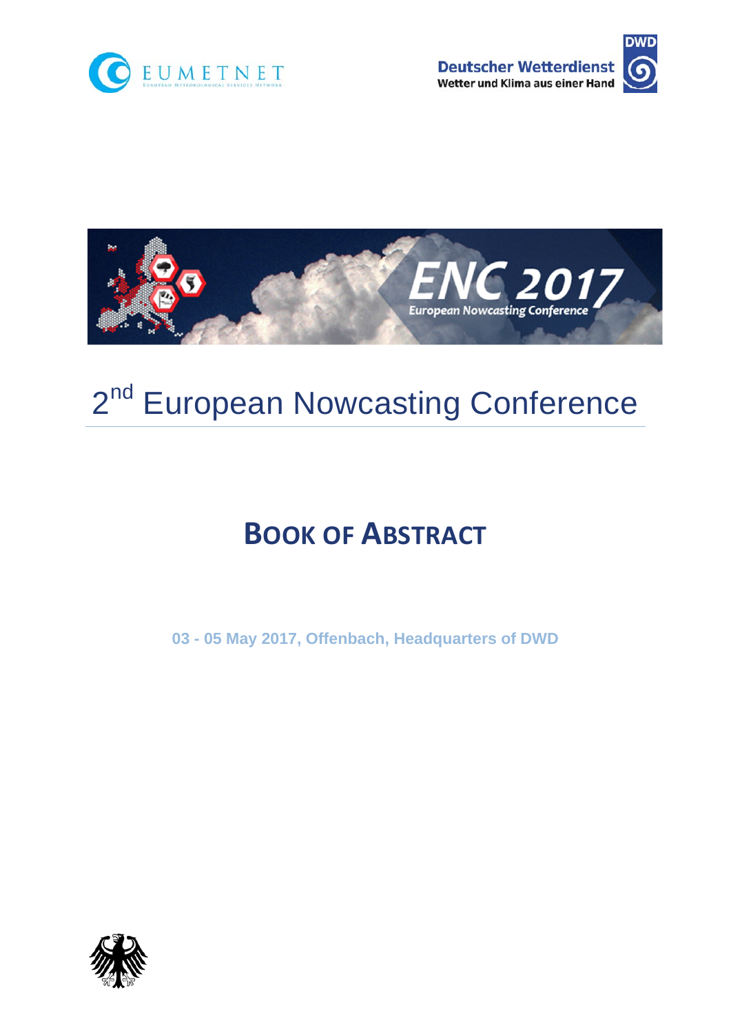EUMETNET

Deutscher Wetterdienst
Wetter und Klima aus einer Hand

# 2nd European Nowcasting Conference

## BOOK OF ABSTRACT

**03 - 05 May 2017, Offenbach, Headquarters of DWD**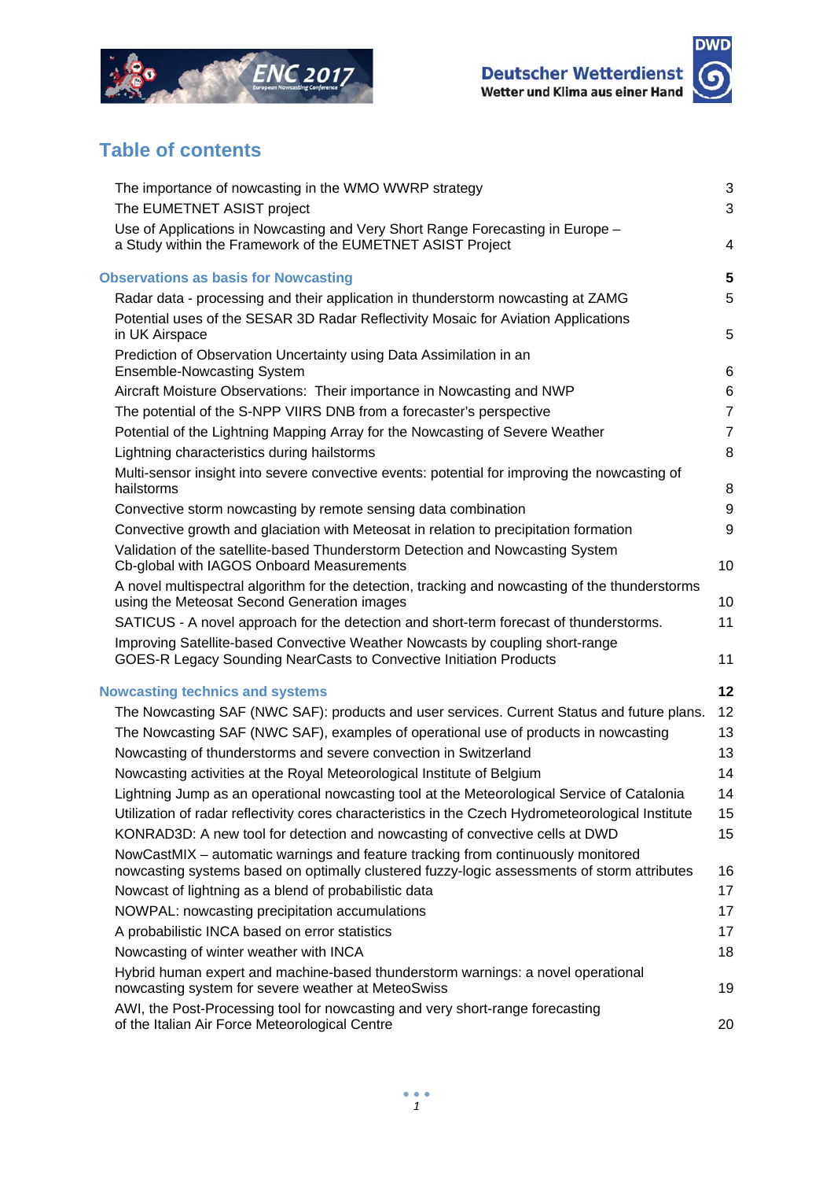## Table of contents

| | |
|---|---|
| The importance of nowcasting in the WMO WWRP strategy | 3 |
| The EUMETNET ASIST project | 3 |
| Use of Applications in Nowcasting and Very Short Range Forecasting in Europe – a Study within the Framework of the EUMETNET ASIST Project | 4 |
| **Observations as basis for Nowcasting** | **5** |
| Radar data - processing and their application in thunderstorm nowcasting at ZAMG | 5 |
| Potential uses of the SESAR 3D Radar Reflectivity Mosaic for Aviation Applications in UK Airspace | 5 |
| Prediction of Observation Uncertainty using Data Assimilation in an Ensemble-Nowcasting System | 6 |
| Aircraft Moisture Observations: Their importance in Nowcasting and NWP | 6 |
| The potential of the S-NPP VIIRS DNB from a forecaster's perspective | 7 |
| Potential of the Lightning Mapping Array for the Nowcasting of Severe Weather | 7 |
| Lightning characteristics during hailstorms | 8 |
| Multi-sensor insight into severe convective events: potential for improving the nowcasting of hailstorms | 8 |
| Convective storm nowcasting by remote sensing data combination | 9 |
| Convective growth and glaciation with Meteosat in relation to precipitation formation | 9 |
| Validation of the satellite-based Thunderstorm Detection and Nowcasting System Cb-global with IAGOS Onboard Measurements | 10 |
| A novel multispectral algorithm for the detection, tracking and nowcasting of the thunderstorms using the Meteosat Second Generation images | 10 |
| SATICUS - A novel approach for the detection and short-term forecast of thunderstorms. | 11 |
| Improving Satellite-based Convective Weather Nowcasts by coupling short-range GOES-R Legacy Sounding NearCasts to Convective Initiation Products | 11 |
| **Nowcasting technics and systems** | **12** |
| The Nowcasting SAF (NWC SAF): products and user services. Current Status and future plans. | 12 |
| The Nowcasting SAF (NWC SAF), examples of operational use of products in nowcasting | 13 |
| Nowcasting of thunderstorms and severe convection in Switzerland | 13 |
| Nowcasting activities at the Royal Meteorological Institute of Belgium | 14 |
| Lightning Jump as an operational nowcasting tool at the Meteorological Service of Catalonia | 14 |
| Utilization of radar reflectivity cores characteristics in the Czech Hydrometeorological Institute | 15 |
| KONRAD3D: A new tool for detection and nowcasting of convective cells at DWD | 15 |
| NowCastMIX – automatic warnings and feature tracking from continuously monitored nowcasting systems based on optimally clustered fuzzy-logic assessments of storm attributes | 16 |
| Nowcast of lightning as a blend of probabilistic data | 17 |
| NOWPAL: nowcasting precipitation accumulations | 17 |
| A probabilistic INCA based on error statistics | 17 |
| Nowcasting of winter weather with INCA | 18 |
| Hybrid human expert and machine-based thunderstorm warnings: a novel operational nowcasting system for severe weather at MeteoSwiss | 19 |
| AWI, the Post-Processing tool for nowcasting and very short-range forecasting of the Italian Air Force Meteorological Centre | 20 |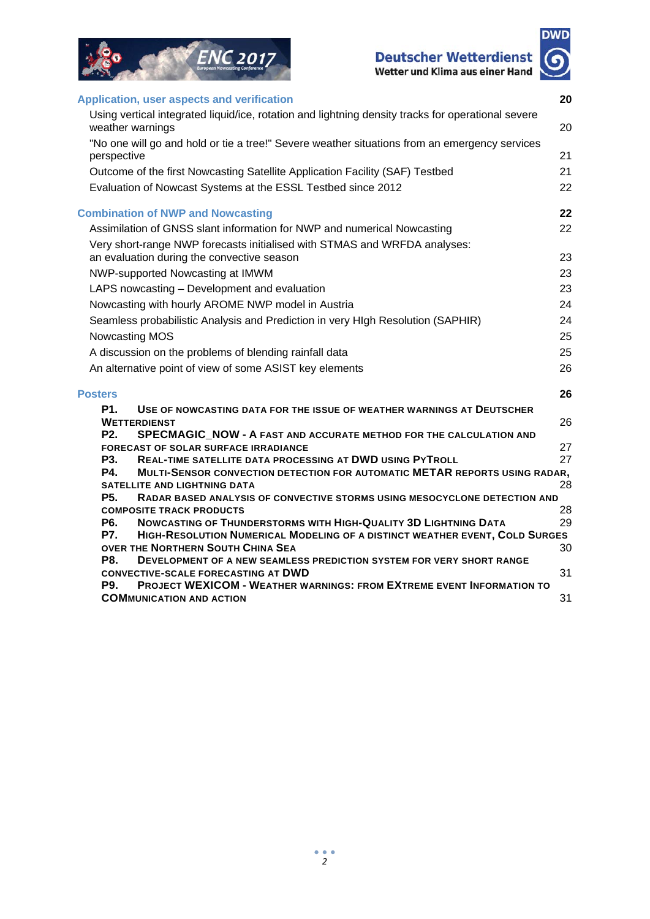**Application, user aspects and verification** **20**

Using vertical integrated liquid/ice, rotation and lightning density tracks for operational severe weather warnings 20

"No one will go and hold or tie a tree!" Severe weather situations from an emergency services perspective 21

Outcome of the first Nowcasting Satellite Application Facility (SAF) Testbed 21

Evaluation of Nowcast Systems at the ESSL Testbed since 2012 22

**Combination of NWP and Nowcasting** **22**

Assimilation of GNSS slant information for NWP and numerical Nowcasting 22

Very short-range NWP forecasts initialised with STMAS and WRFDA analyses: an evaluation during the convective season 23

NWP-supported Nowcasting at IMWM 23

LAPS nowcasting – Development and evaluation 23

Nowcasting with hourly AROME NWP model in Austria 24

Seamless probabilistic Analysis and Prediction in very HIgh Resolution (SAPHIR) 24

Nowcasting MOS 25

A discussion on the problems of blending rainfall data 25

An alternative point of view of some ASIST key elements 26

**Posters** **26**

**P1.** USE OF NOWCASTING DATA FOR THE ISSUE OF WEATHER WARNINGS AT DEUTSCHER WETTERDIENST 26

**P2.** SPECMAGIC_NOW - A FAST AND ACCURATE METHOD FOR THE CALCULATION AND FORECAST OF SOLAR SURFACE IRRADIANCE 27

**P3.** REAL-TIME SATELLITE DATA PROCESSING AT DWD USING PYTROLL 27

**P4.** MULTI-SENSOR CONVECTION DETECTION FOR AUTOMATIC METAR REPORTS USING RADAR, SATELLITE AND LIGHTNING DATA 28

**P5.** RADAR BASED ANALYSIS OF CONVECTIVE STORMS USING MESOCYCLONE DETECTION AND COMPOSITE TRACK PRODUCTS 28

**P6.** NOWCASTING OF THUNDERSTORMS WITH HIGH-QUALITY 3D LIGHTNING DATA 29

**P7.** HIGH-RESOLUTION NUMERICAL MODELING OF A DISTINCT WEATHER EVENT, COLD SURGES OVER THE NORTHERN SOUTH CHINA SEA 30

**P8.** DEVELOPMENT OF A NEW SEAMLESS PREDICTION SYSTEM FOR VERY SHORT RANGE CONVECTIVE-SCALE FORECASTING AT DWD 31

**P9.** PROJECT WEXICOM - WEATHER WARNINGS: FROM EXTREME EVENT INFORMATION TO COMMUNICATION AND ACTION 31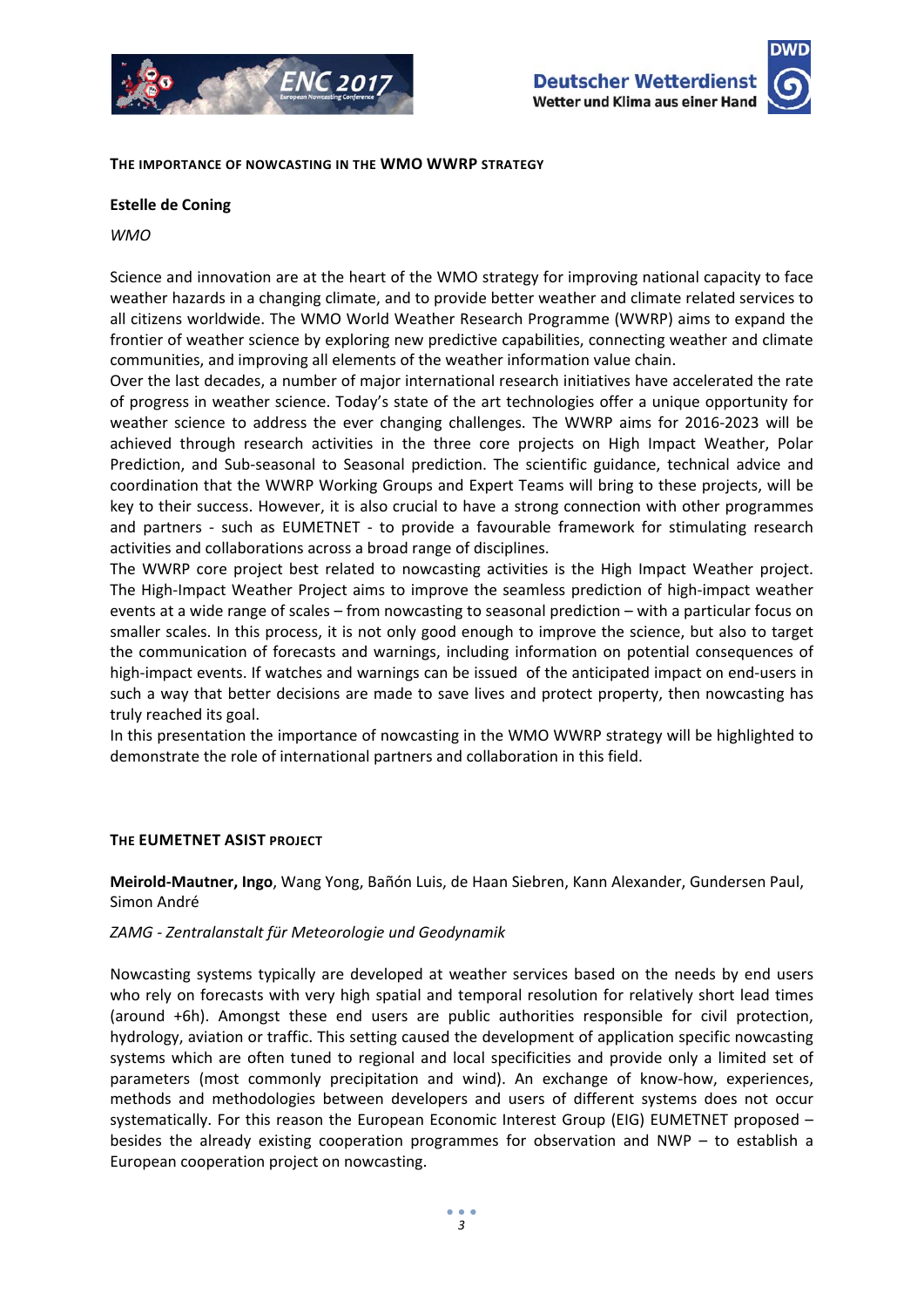### THE IMPORTANCE OF NOWCASTING IN THE WMO WWRP STRATEGY

**Estelle de Coning**

*WMO*

Science and innovation are at the heart of the WMO strategy for improving national capacity to face weather hazards in a changing climate, and to provide better weather and climate related services to all citizens worldwide. The WMO World Weather Research Programme (WWRP) aims to expand the frontier of weather science by exploring new predictive capabilities, connecting weather and climate communities, and improving all elements of the weather information value chain.

Over the last decades, a number of major international research initiatives have accelerated the rate of progress in weather science. Today's state of the art technologies offer a unique opportunity for weather science to address the ever changing challenges. The WWRP aims for 2016-2023 will be achieved through research activities in the three core projects on High Impact Weather, Polar Prediction, and Sub-seasonal to Seasonal prediction. The scientific guidance, technical advice and coordination that the WWRP Working Groups and Expert Teams will bring to these projects, will be key to their success. However, it is also crucial to have a strong connection with other programmes and partners - such as EUMETNET - to provide a favourable framework for stimulating research activities and collaborations across a broad range of disciplines.

The WWRP core project best related to nowcasting activities is the High Impact Weather project. The High-Impact Weather Project aims to improve the seamless prediction of high-impact weather events at a wide range of scales – from nowcasting to seasonal prediction – with a particular focus on smaller scales. In this process, it is not only good enough to improve the science, but also to target the communication of forecasts and warnings, including information on potential consequences of high-impact events. If watches and warnings can be issued of the anticipated impact on end-users in such a way that better decisions are made to save lives and protect property, then nowcasting has truly reached its goal.

In this presentation the importance of nowcasting in the WMO WWRP strategy will be highlighted to demonstrate the role of international partners and collaboration in this field.

### THE EUMETNET ASIST PROJECT

**Meirold-Mautner, Ingo**, Wang Yong, Bañón Luis, de Haan Siebren, Kann Alexander, Gundersen Paul, Simon André

*ZAMG - Zentralanstalt für Meteorologie und Geodynamik*

Nowcasting systems typically are developed at weather services based on the needs by end users who rely on forecasts with very high spatial and temporal resolution for relatively short lead times (around +6h). Amongst these end users are public authorities responsible for civil protection, hydrology, aviation or traffic. This setting caused the development of application specific nowcasting systems which are often tuned to regional and local specificities and provide only a limited set of parameters (most commonly precipitation and wind). An exchange of know-how, experiences, methods and methodologies between developers and users of different systems does not occur systematically. For this reason the European Economic Interest Group (EIG) EUMETNET proposed – besides the already existing cooperation programmes for observation and NWP – to establish a European cooperation project on nowcasting.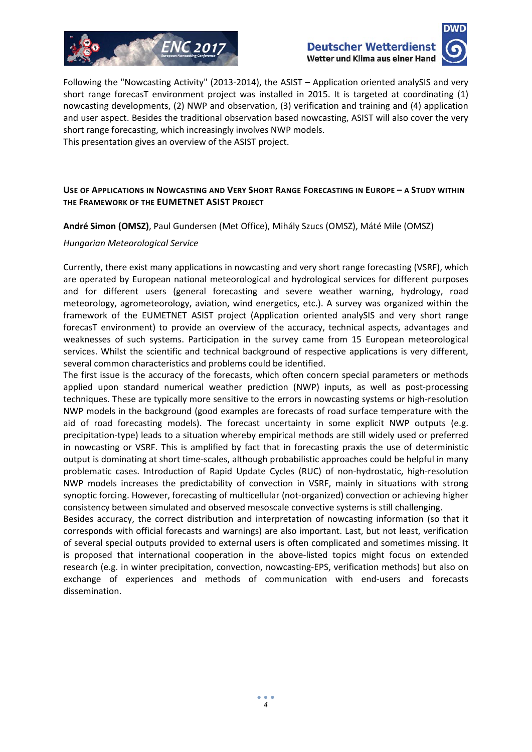Following the "Nowcasting Activity" (2013-2014), the ASIST – Application oriented analySIS and very short range forecasT environment project was installed in 2015. It is targeted at coordinating (1) nowcasting developments, (2) NWP and observation, (3) verification and training and (4) application and user aspect. Besides the traditional observation based nowcasting, ASIST will also cover the very short range forecasting, which increasingly involves NWP models.
This presentation gives an overview of the ASIST project.

## USE OF APPLICATIONS IN NOWCASTING AND VERY SHORT RANGE FORECASTING IN EUROPE – A STUDY WITHIN THE FRAMEWORK OF THE EUMETNET ASIST PROJECT

**André Simon (OMSZ)**, Paul Gundersen (Met Office), Mihály Szucs (OMSZ), Máté Mile (OMSZ)

*Hungarian Meteorological Service*

Currently, there exist many applications in nowcasting and very short range forecasting (VSRF), which are operated by European national meteorological and hydrological services for different purposes and for different users (general forecasting and severe weather warning, hydrology, road meteorology, agrometeorology, aviation, wind energetics, etc.). A survey was organized within the framework of the EUMETNET ASIST project (Application oriented analySIS and very short range forecasT environment) to provide an overview of the accuracy, technical aspects, advantages and weaknesses of such systems. Participation in the survey came from 15 European meteorological services. Whilst the scientific and technical background of respective applications is very different, several common characteristics and problems could be identified.
The first issue is the accuracy of the forecasts, which often concern special parameters or methods applied upon standard numerical weather prediction (NWP) inputs, as well as post-processing techniques. These are typically more sensitive to the errors in nowcasting systems or high-resolution NWP models in the background (good examples are forecasts of road surface temperature with the aid of road forecasting models). The forecast uncertainty in some explicit NWP outputs (e.g. precipitation-type) leads to a situation whereby empirical methods are still widely used or preferred in nowcasting or VSRF. This is amplified by fact that in forecasting praxis the use of deterministic output is dominating at short time-scales, although probabilistic approaches could be helpful in many problematic cases. Introduction of Rapid Update Cycles (RUC) of non-hydrostatic, high-resolution NWP models increases the predictability of convection in VSRF, mainly in situations with strong synoptic forcing. However, forecasting of multicellular (not-organized) convection or achieving higher consistency between simulated and observed mesoscale convective systems is still challenging.
Besides accuracy, the correct distribution and interpretation of nowcasting information (so that it corresponds with official forecasts and warnings) are also important. Last, but not least, verification of several special outputs provided to external users is often complicated and sometimes missing. It is proposed that international cooperation in the above-listed topics might focus on extended research (e.g. in winter precipitation, convection, nowcasting-EPS, verification methods) but also on exchange of experiences and methods of communication with end-users and forecasts dissemination.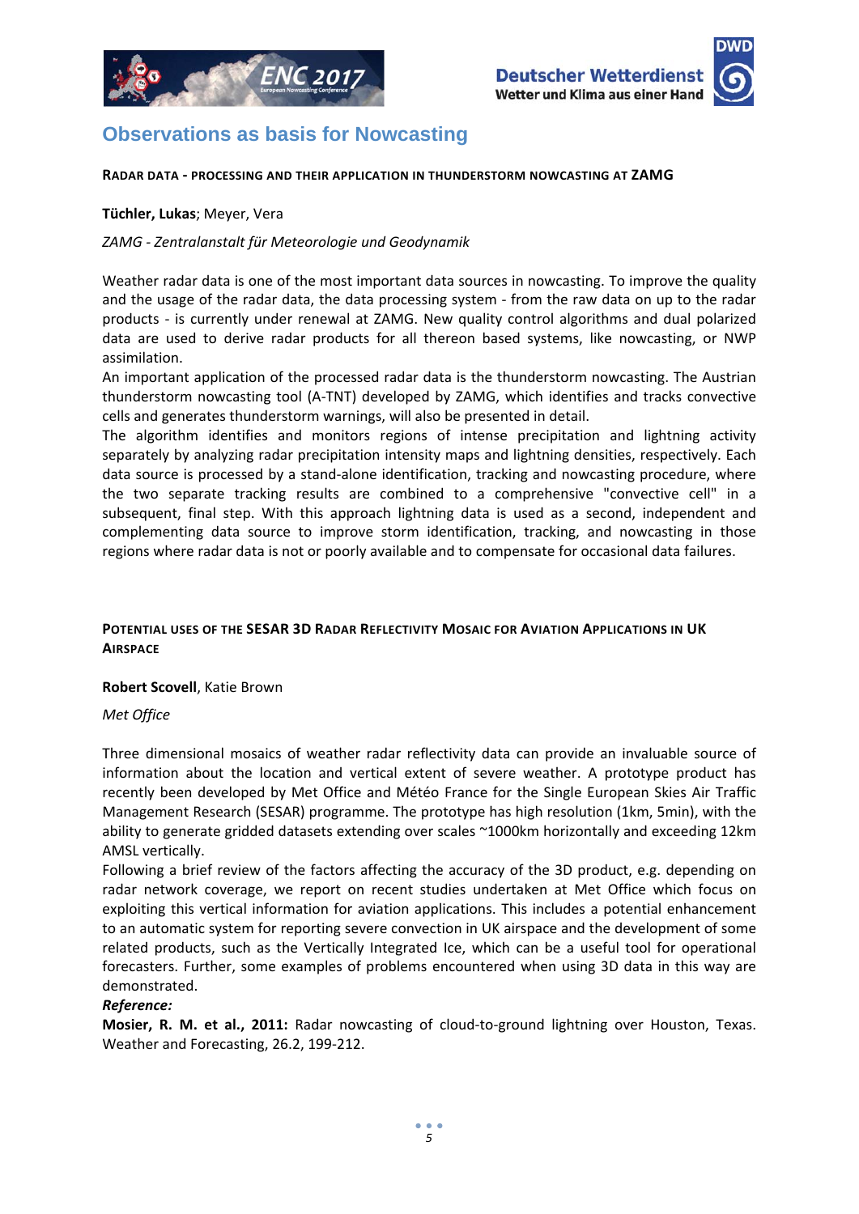## Observations as basis for Nowcasting

### Radar data - processing and their application in thunderstorm nowcasting at ZAMG

**Tüchler, Lukas**; Meyer, Vera

*ZAMG - Zentralanstalt für Meteorologie und Geodynamik*

Weather radar data is one of the most important data sources in nowcasting. To improve the quality and the usage of the radar data, the data processing system - from the raw data on up to the radar products - is currently under renewal at ZAMG. New quality control algorithms and dual polarized data are used to derive radar products for all thereon based systems, like nowcasting, or NWP assimilation.
An important application of the processed radar data is the thunderstorm nowcasting. The Austrian thunderstorm nowcasting tool (A-TNT) developed by ZAMG, which identifies and tracks convective cells and generates thunderstorm warnings, will also be presented in detail.
The algorithm identifies and monitors regions of intense precipitation and lightning activity separately by analyzing radar precipitation intensity maps and lightning densities, respectively. Each data source is processed by a stand-alone identification, tracking and nowcasting procedure, where the two separate tracking results are combined to a comprehensive "convective cell" in a subsequent, final step. With this approach lightning data is used as a second, independent and complementing data source to improve storm identification, tracking, and nowcasting in those regions where radar data is not or poorly available and to compensate for occasional data failures.

### Potential uses of the SESAR 3D Radar Reflectivity Mosaic for Aviation Applications in UK Airspace

**Robert Scovell**, Katie Brown

*Met Office*

Three dimensional mosaics of weather radar reflectivity data can provide an invaluable source of information about the location and vertical extent of severe weather. A prototype product has recently been developed by Met Office and Météo France for the Single European Skies Air Traffic Management Research (SESAR) programme. The prototype has high resolution (1km, 5min), with the ability to generate gridded datasets extending over scales ~1000km horizontally and exceeding 12km AMSL vertically.
Following a brief review of the factors affecting the accuracy of the 3D product, e.g. depending on radar network coverage, we report on recent studies undertaken at Met Office which focus on exploiting this vertical information for aviation applications. This includes a potential enhancement to an automatic system for reporting severe convection in UK airspace and the development of some related products, such as the Vertically Integrated Ice, which can be a useful tool for operational forecasters. Further, some examples of problems encountered when using 3D data in this way are demonstrated.

***Reference:***

**Mosier, R. M. et al., 2011:** Radar nowcasting of cloud-to-ground lightning over Houston, Texas. Weather and Forecasting, 26.2, 199-212.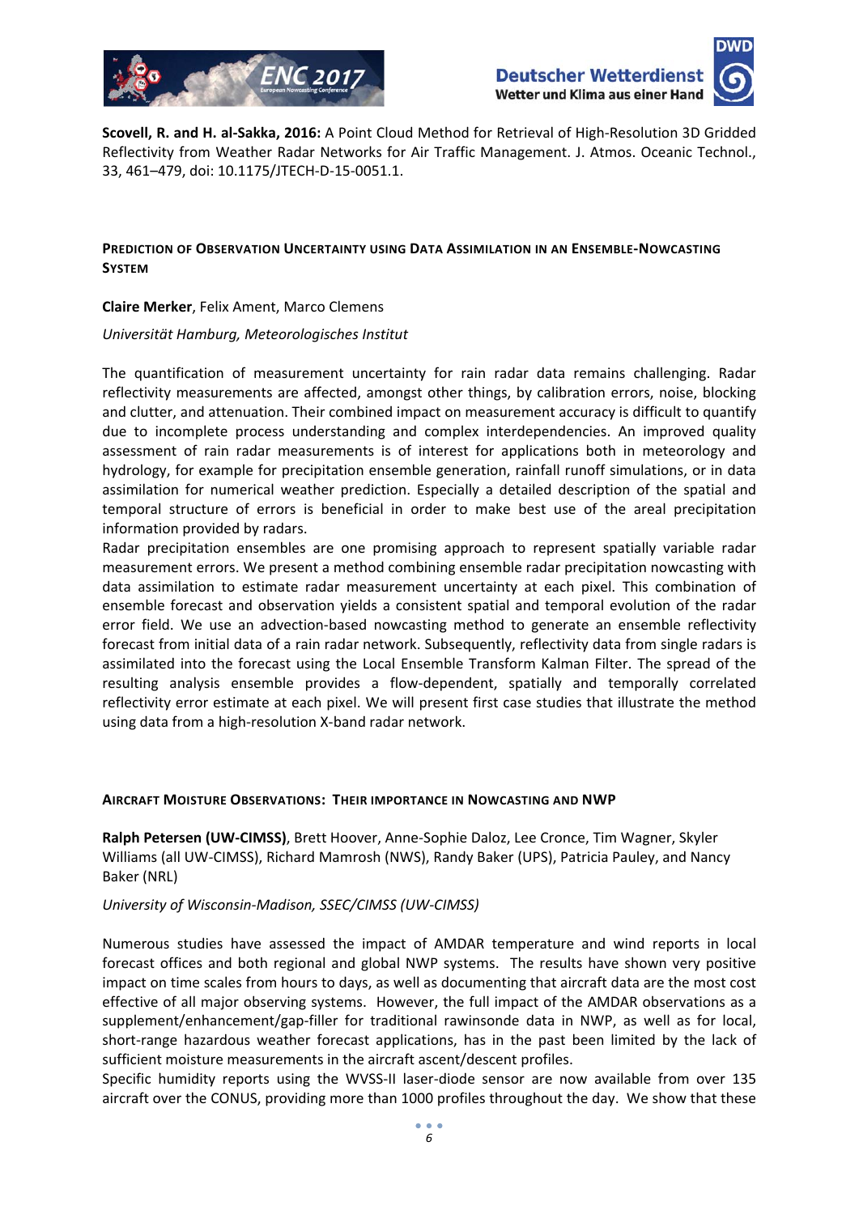**Scovell, R. and H. al-Sakka, 2016:** A Point Cloud Method for Retrieval of High-Resolution 3D Gridded Reflectivity from Weather Radar Networks for Air Traffic Management. J. Atmos. Oceanic Technol., 33, 461–479, doi: 10.1175/JTECH-D-15-0051.1.

## PREDICTION OF OBSERVATION UNCERTAINTY USING DATA ASSIMILATION IN AN ENSEMBLE-NOWCASTING SYSTEM

**Claire Merker**, Felix Ament, Marco Clemens

*Universität Hamburg, Meteorologisches Institut*

The quantification of measurement uncertainty for rain radar data remains challenging. Radar reflectivity measurements are affected, amongst other things, by calibration errors, noise, blocking and clutter, and attenuation. Their combined impact on measurement accuracy is difficult to quantify due to incomplete process understanding and complex interdependencies. An improved quality assessment of rain radar measurements is of interest for applications both in meteorology and hydrology, for example for precipitation ensemble generation, rainfall runoff simulations, or in data assimilation for numerical weather prediction. Especially a detailed description of the spatial and temporal structure of errors is beneficial in order to make best use of the areal precipitation information provided by radars.

Radar precipitation ensembles are one promising approach to represent spatially variable radar measurement errors. We present a method combining ensemble radar precipitation nowcasting with data assimilation to estimate radar measurement uncertainty at each pixel. This combination of ensemble forecast and observation yields a consistent spatial and temporal evolution of the radar error field. We use an advection-based nowcasting method to generate an ensemble reflectivity forecast from initial data of a rain radar network. Subsequently, reflectivity data from single radars is assimilated into the forecast using the Local Ensemble Transform Kalman Filter. The spread of the resulting analysis ensemble provides a flow-dependent, spatially and temporally correlated reflectivity error estimate at each pixel. We will present first case studies that illustrate the method using data from a high-resolution X-band radar network.

## AIRCRAFT MOISTURE OBSERVATIONS: THEIR IMPORTANCE IN NOWCASTING AND NWP

**Ralph Petersen (UW-CIMSS)**, Brett Hoover, Anne-Sophie Daloz, Lee Cronce, Tim Wagner, Skyler Williams (all UW-CIMSS), Richard Mamrosh (NWS), Randy Baker (UPS), Patricia Pauley, and Nancy Baker (NRL)

*University of Wisconsin-Madison, SSEC/CIMSS (UW-CIMSS)*

Numerous studies have assessed the impact of AMDAR temperature and wind reports in local forecast offices and both regional and global NWP systems. The results have shown very positive impact on time scales from hours to days, as well as documenting that aircraft data are the most cost effective of all major observing systems. However, the full impact of the AMDAR observations as a supplement/enhancement/gap-filler for traditional rawinsonde data in NWP, as well as for local, short-range hazardous weather forecast applications, has in the past been limited by the lack of sufficient moisture measurements in the aircraft ascent/descent profiles.

Specific humidity reports using the WVSS-II laser-diode sensor are now available from over 135 aircraft over the CONUS, providing more than 1000 profiles throughout the day. We show that these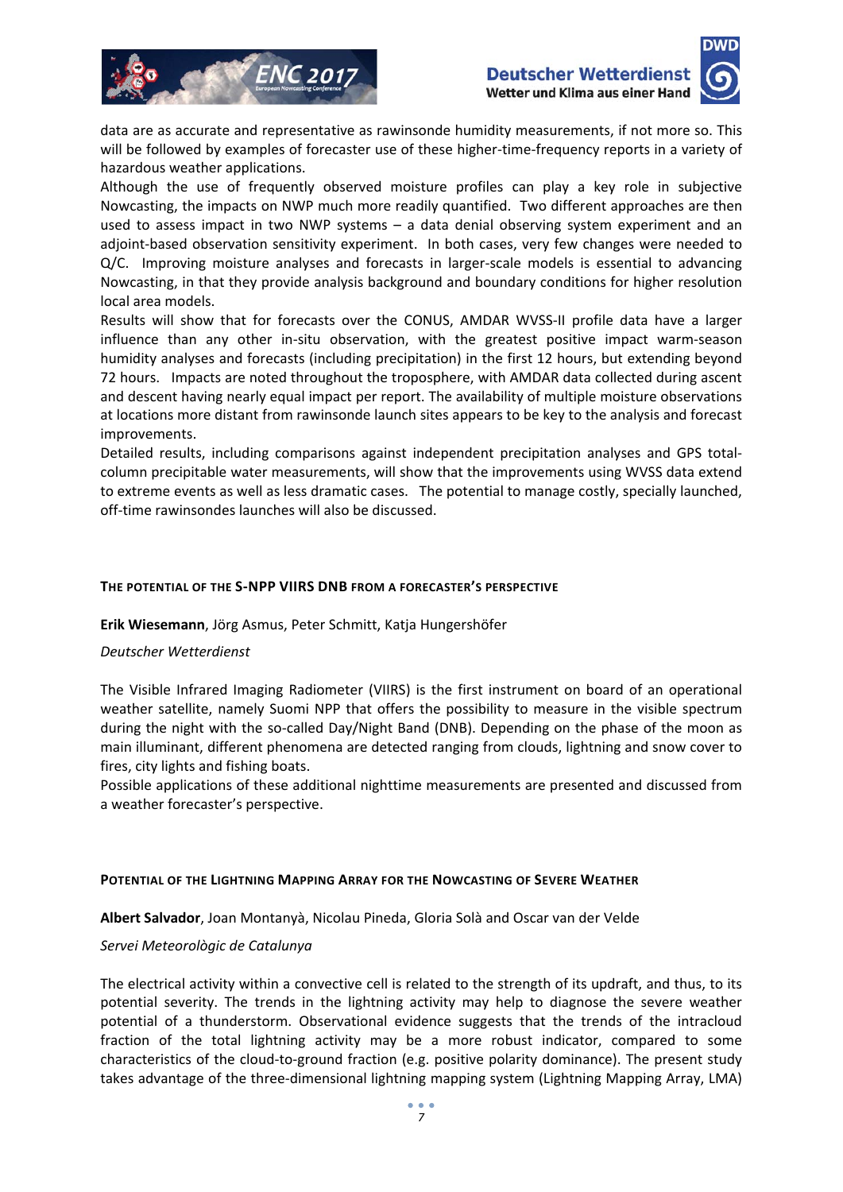data are as accurate and representative as rawinsonde humidity measurements, if not more so. This will be followed by examples of forecaster use of these higher-time-frequency reports in a variety of hazardous weather applications.

Although the use of frequently observed moisture profiles can play a key role in subjective Nowcasting, the impacts on NWP much more readily quantified. Two different approaches are then used to assess impact in two NWP systems – a data denial observing system experiment and an adjoint-based observation sensitivity experiment. In both cases, very few changes were needed to Q/C. Improving moisture analyses and forecasts in larger-scale models is essential to advancing Nowcasting, in that they provide analysis background and boundary conditions for higher resolution local area models.

Results will show that for forecasts over the CONUS, AMDAR WVSS-II profile data have a larger influence than any other in-situ observation, with the greatest positive impact warm-season humidity analyses and forecasts (including precipitation) in the first 12 hours, but extending beyond 72 hours. Impacts are noted throughout the troposphere, with AMDAR data collected during ascent and descent having nearly equal impact per report. The availability of multiple moisture observations at locations more distant from rawinsonde launch sites appears to be key to the analysis and forecast improvements.

Detailed results, including comparisons against independent precipitation analyses and GPS total-column precipitable water measurements, will show that the improvements using WVSS data extend to extreme events as well as less dramatic cases. The potential to manage costly, specially launched, off-time rawinsondes launches will also be discussed.

### The potential of the S-NPP VIIRS DNB from a forecaster's perspective

**Erik Wiesemann**, Jörg Asmus, Peter Schmitt, Katja Hungershöfer

*Deutscher Wetterdienst*

The Visible Infrared Imaging Radiometer (VIIRS) is the first instrument on board of an operational weather satellite, namely Suomi NPP that offers the possibility to measure in the visible spectrum during the night with the so-called Day/Night Band (DNB). Depending on the phase of the moon as main illuminant, different phenomena are detected ranging from clouds, lightning and snow cover to fires, city lights and fishing boats.

Possible applications of these additional nighttime measurements are presented and discussed from a weather forecaster's perspective.

### Potential of the Lightning Mapping Array for the Nowcasting of Severe Weather

**Albert Salvador**, Joan Montanyà, Nicolau Pineda, Gloria Solà and Oscar van der Velde

*Servei Meteorològic de Catalunya*

The electrical activity within a convective cell is related to the strength of its updraft, and thus, to its potential severity. The trends in the lightning activity may help to diagnose the severe weather potential of a thunderstorm. Observational evidence suggests that the trends of the intracloud fraction of the total lightning activity may be a more robust indicator, compared to some characteristics of the cloud-to-ground fraction (e.g. positive polarity dominance). The present study takes advantage of the three-dimensional lightning mapping system (Lightning Mapping Array, LMA)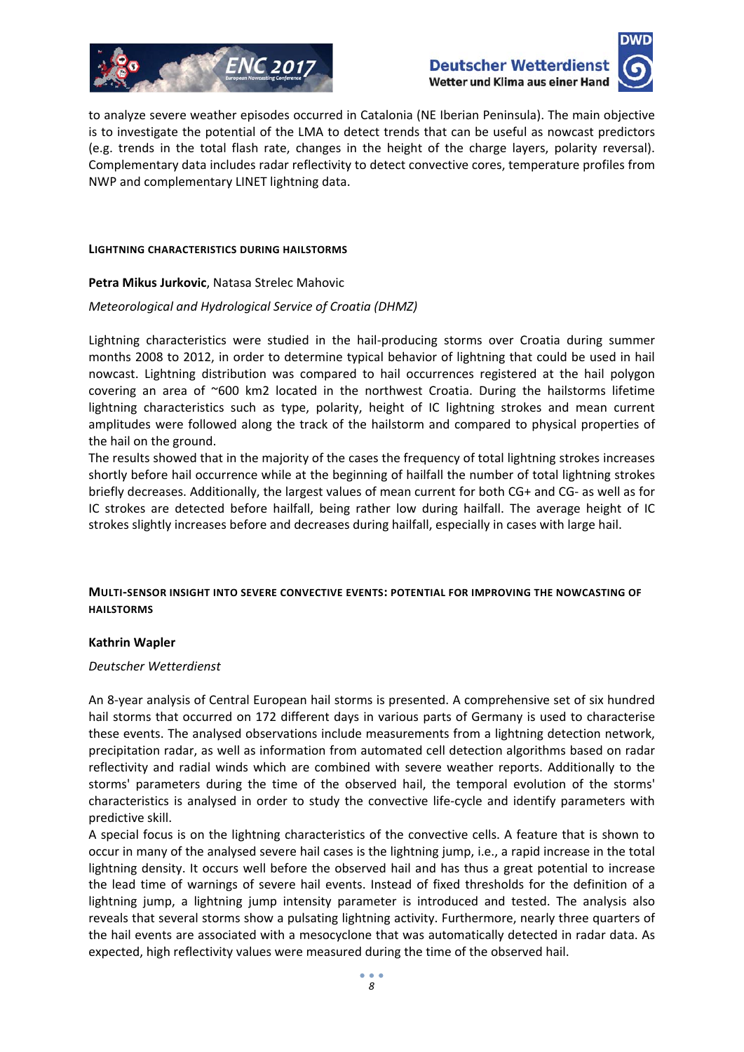to analyze severe weather episodes occurred in Catalonia (NE Iberian Peninsula). The main objective is to investigate the potential of the LMA to detect trends that can be useful as nowcast predictors (e.g. trends in the total flash rate, changes in the height of the charge layers, polarity reversal). Complementary data includes radar reflectivity to detect convective cores, temperature profiles from NWP and complementary LINET lightning data.

### LIGHTNING CHARACTERISTICS DURING HAILSTORMS

**Petra Mikus Jurkovic**, Natasa Strelec Mahovic

*Meteorological and Hydrological Service of Croatia (DHMZ)*

Lightning characteristics were studied in the hail-producing storms over Croatia during summer months 2008 to 2012, in order to determine typical behavior of lightning that could be used in hail nowcast. Lightning distribution was compared to hail occurrences registered at the hail polygon covering an area of ~600 km2 located in the northwest Croatia. During the hailstorms lifetime lightning characteristics such as type, polarity, height of IC lightning strokes and mean current amplitudes were followed along the track of the hailstorm and compared to physical properties of the hail on the ground.

The results showed that in the majority of the cases the frequency of total lightning strokes increases shortly before hail occurrence while at the beginning of hailfall the number of total lightning strokes briefly decreases. Additionally, the largest values of mean current for both CG+ and CG- as well as for IC strokes are detected before hailfall, being rather low during hailfall. The average height of IC strokes slightly increases before and decreases during hailfall, especially in cases with large hail.

### MULTI-SENSOR INSIGHT INTO SEVERE CONVECTIVE EVENTS: POTENTIAL FOR IMPROVING THE NOWCASTING OF HAILSTORMS

**Kathrin Wapler**

*Deutscher Wetterdienst*

An 8-year analysis of Central European hail storms is presented. A comprehensive set of six hundred hail storms that occurred on 172 different days in various parts of Germany is used to characterise these events. The analysed observations include measurements from a lightning detection network, precipitation radar, as well as information from automated cell detection algorithms based on radar reflectivity and radial winds which are combined with severe weather reports. Additionally to the storms' parameters during the time of the observed hail, the temporal evolution of the storms' characteristics is analysed in order to study the convective life-cycle and identify parameters with predictive skill.

A special focus is on the lightning characteristics of the convective cells. A feature that is shown to occur in many of the analysed severe hail cases is the lightning jump, i.e., a rapid increase in the total lightning density. It occurs well before the observed hail and has thus a great potential to increase the lead time of warnings of severe hail events. Instead of fixed thresholds for the definition of a lightning jump, a lightning jump intensity parameter is introduced and tested. The analysis also reveals that several storms show a pulsating lightning activity. Furthermore, nearly three quarters of the hail events are associated with a mesocyclone that was automatically detected in radar data. As expected, high reflectivity values were measured during the time of the observed hail.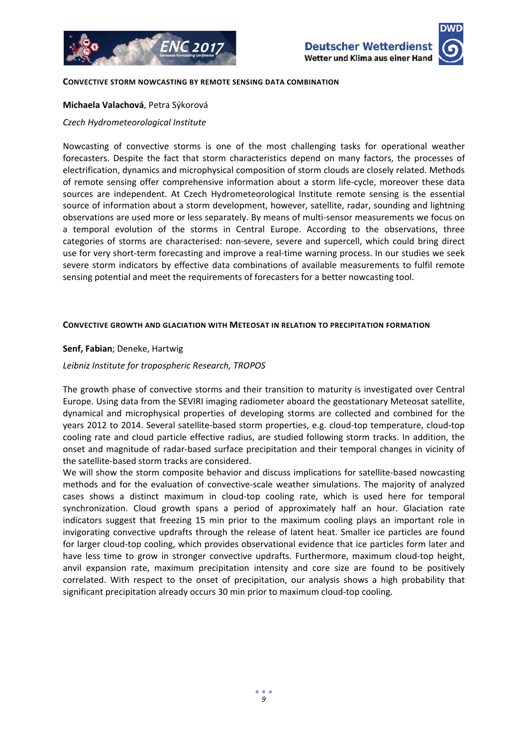## CONVECTIVE STORM NOWCASTING BY REMOTE SENSING DATA COMBINATION

**Michaela Valachová**, Petra Sýkorová

*Czech Hydrometeorological Institute*

Nowcasting of convective storms is one of the most challenging tasks for operational weather forecasters. Despite the fact that storm characteristics depend on many factors, the processes of electrification, dynamics and microphysical composition of storm clouds are closely related. Methods of remote sensing offer comprehensive information about a storm life-cycle, moreover these data sources are independent. At Czech Hydrometeorological Institute remote sensing is the essential source of information about a storm development, however, satellite, radar, sounding and lightning observations are used more or less separately. By means of multi-sensor measurements we focus on a temporal evolution of the storms in Central Europe. According to the observations, three categories of storms are characterised: non-severe, severe and supercell, which could bring direct use for very short-term forecasting and improve a real-time warning process. In our studies we seek severe storm indicators by effective data combinations of available measurements to fulfil remote sensing potential and meet the requirements of forecasters for a better nowcasting tool.

## CONVECTIVE GROWTH AND GLACIATION WITH METEOSAT IN RELATION TO PRECIPITATION FORMATION

**Senf, Fabian**; Deneke, Hartwig

*Leibniz Institute for tropospheric Research, TROPOS*

The growth phase of convective storms and their transition to maturity is investigated over Central Europe. Using data from the SEVIRI imaging radiometer aboard the geostationary Meteosat satellite, dynamical and microphysical properties of developing storms are collected and combined for the years 2012 to 2014. Several satellite-based storm properties, e.g. cloud-top temperature, cloud-top cooling rate and cloud particle effective radius, are studied following storm tracks. In addition, the onset and magnitude of radar-based surface precipitation and their temporal changes in vicinity of the satellite-based storm tracks are considered.

We will show the storm composite behavior and discuss implications for satellite-based nowcasting methods and for the evaluation of convective-scale weather simulations. The majority of analyzed cases shows a distinct maximum in cloud-top cooling rate, which is used here for temporal synchronization. Cloud growth spans a period of approximately half an hour. Glaciation rate indicators suggest that freezing 15 min prior to the maximum cooling plays an important role in invigorating convective updrafts through the release of latent heat. Smaller ice particles are found for larger cloud-top cooling, which provides observational evidence that ice particles form later and have less time to grow in stronger convective updrafts. Furthermore, maximum cloud-top height, anvil expansion rate, maximum precipitation intensity and core size are found to be positively correlated. With respect to the onset of precipitation, our analysis shows a high probability that significant precipitation already occurs 30 min prior to maximum cloud-top cooling.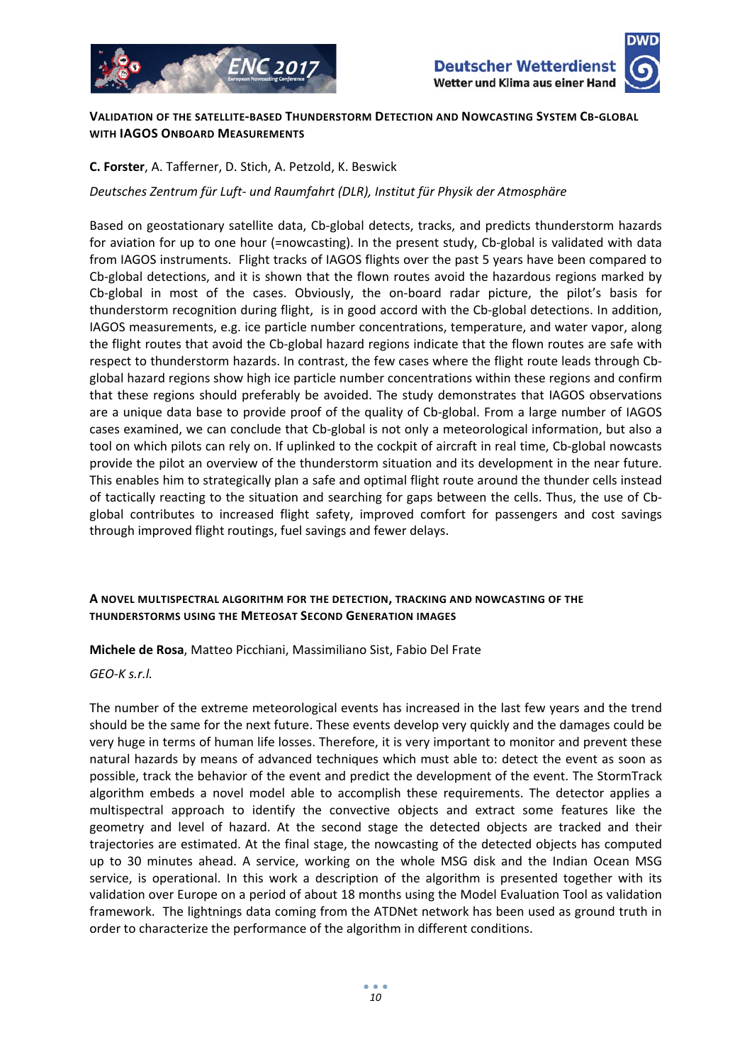## VALIDATION OF THE SATELLITE-BASED THUNDERSTORM DETECTION AND NOWCASTING SYSTEM CB-GLOBAL WITH IAGOS ONBOARD MEASUREMENTS

**C. Forster**, A. Tafferner, D. Stich, A. Petzold, K. Beswick

*Deutsches Zentrum für Luft- und Raumfahrt (DLR), Institut für Physik der Atmosphäre*

Based on geostationary satellite data, Cb-global detects, tracks, and predicts thunderstorm hazards for aviation for up to one hour (=nowcasting). In the present study, Cb-global is validated with data from IAGOS instruments. Flight tracks of IAGOS flights over the past 5 years have been compared to Cb-global detections, and it is shown that the flown routes avoid the hazardous regions marked by Cb-global in most of the cases. Obviously, the on-board radar picture, the pilot's basis for thunderstorm recognition during flight, is in good accord with the Cb-global detections. In addition, IAGOS measurements, e.g. ice particle number concentrations, temperature, and water vapor, along the flight routes that avoid the Cb-global hazard regions indicate that the flown routes are safe with respect to thunderstorm hazards. In contrast, the few cases where the flight route leads through Cb-global hazard regions show high ice particle number concentrations within these regions and confirm that these regions should preferably be avoided. The study demonstrates that IAGOS observations are a unique data base to provide proof of the quality of Cb-global. From a large number of IAGOS cases examined, we can conclude that Cb-global is not only a meteorological information, but also a tool on which pilots can rely on. If uplinked to the cockpit of aircraft in real time, Cb-global nowcasts provide the pilot an overview of the thunderstorm situation and its development in the near future. This enables him to strategically plan a safe and optimal flight route around the thunder cells instead of tactically reacting to the situation and searching for gaps between the cells. Thus, the use of Cb-global contributes to increased flight safety, improved comfort for passengers and cost savings through improved flight routings, fuel savings and fewer delays.

## A NOVEL MULTISPECTRAL ALGORITHM FOR THE DETECTION, TRACKING AND NOWCASTING OF THE THUNDERSTORMS USING THE METEOSAT SECOND GENERATION IMAGES

**Michele de Rosa**, Matteo Picchiani, Massimiliano Sist, Fabio Del Frate

*GEO-K s.r.l.*

The number of the extreme meteorological events has increased in the last few years and the trend should be the same for the next future. These events develop very quickly and the damages could be very huge in terms of human life losses. Therefore, it is very important to monitor and prevent these natural hazards by means of advanced techniques which must able to: detect the event as soon as possible, track the behavior of the event and predict the development of the event. The StormTrack algorithm embeds a novel model able to accomplish these requirements. The detector applies a multispectral approach to identify the convective objects and extract some features like the geometry and level of hazard. At the second stage the detected objects are tracked and their trajectories are estimated. At the final stage, the nowcasting of the detected objects has computed up to 30 minutes ahead. A service, working on the whole MSG disk and the Indian Ocean MSG service, is operational. In this work a description of the algorithm is presented together with its validation over Europe on a period of about 18 months using the Model Evaluation Tool as validation framework. The lightnings data coming from the ATDNet network has been used as ground truth in order to characterize the performance of the algorithm in different conditions.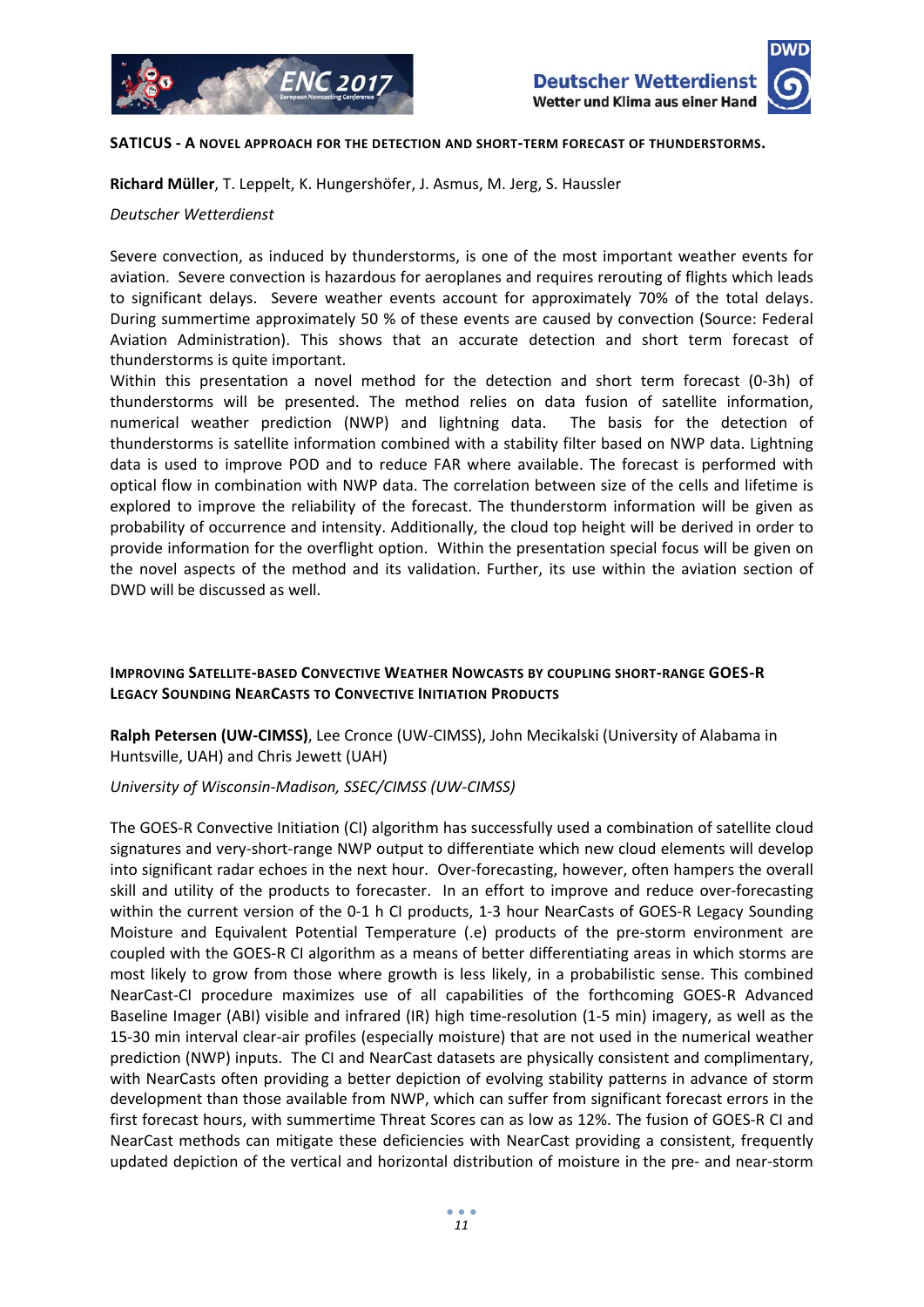**SATICUS - A NOVEL APPROACH FOR THE DETECTION AND SHORT-TERM FORECAST OF THUNDERSTORMS.**

**Richard Müller**, T. Leppelt, K. Hungershöfer, J. Asmus, M. Jerg, S. Haussler

*Deutscher Wetterdienst*

Severe convection, as induced by thunderstorms, is one of the most important weather events for aviation. Severe convection is hazardous for aeroplanes and requires rerouting of flights which leads to significant delays. Severe weather events account for approximately 70% of the total delays. During summertime approximately 50 % of these events are caused by convection (Source: Federal Aviation Administration). This shows that an accurate detection and short term forecast of thunderstorms is quite important.
Within this presentation a novel method for the detection and short term forecast (0-3h) of thunderstorms will be presented. The method relies on data fusion of satellite information, numerical weather prediction (NWP) and lightning data. The basis for the detection of thunderstorms is satellite information combined with a stability filter based on NWP data. Lightning data is used to improve POD and to reduce FAR where available. The forecast is performed with optical flow in combination with NWP data. The correlation between size of the cells and lifetime is explored to improve the reliability of the forecast. The thunderstorm information will be given as probability of occurrence and intensity. Additionally, the cloud top height will be derived in order to provide information for the overflight option. Within the presentation special focus will be given on the novel aspects of the method and its validation. Further, its use within the aviation section of DWD will be discussed as well.

**IMPROVING SATELLITE-BASED CONVECTIVE WEATHER NOWCASTS BY COUPLING SHORT-RANGE GOES-R LEGACY SOUNDING NEARCASTS TO CONVECTIVE INITIATION PRODUCTS**

**Ralph Petersen (UW-CIMSS)**, Lee Cronce (UW-CIMSS), John Mecikalski (University of Alabama in Huntsville, UAH) and Chris Jewett (UAH)

*University of Wisconsin-Madison, SSEC/CIMSS (UW-CIMSS)*

The GOES-R Convective Initiation (CI) algorithm has successfully used a combination of satellite cloud signatures and very-short-range NWP output to differentiate which new cloud elements will develop into significant radar echoes in the next hour. Over-forecasting, however, often hampers the overall skill and utility of the products to forecaster. In an effort to improve and reduce over-forecasting within the current version of the 0-1 h CI products, 1-3 hour NearCasts of GOES-R Legacy Sounding Moisture and Equivalent Potential Temperature (.e) products of the pre-storm environment are coupled with the GOES-R CI algorithm as a means of better differentiating areas in which storms are most likely to grow from those where growth is less likely, in a probabilistic sense. This combined NearCast-CI procedure maximizes use of all capabilities of the forthcoming GOES-R Advanced Baseline Imager (ABI) visible and infrared (IR) high time-resolution (1-5 min) imagery, as well as the 15-30 min interval clear-air profiles (especially moisture) that are not used in the numerical weather prediction (NWP) inputs. The CI and NearCast datasets are physically consistent and complimentary, with NearCasts often providing a better depiction of evolving stability patterns in advance of storm development than those available from NWP, which can suffer from significant forecast errors in the first forecast hours, with summertime Threat Scores can as low as 12%. The fusion of GOES-R CI and NearCast methods can mitigate these deficiencies with NearCast providing a consistent, frequently updated depiction of the vertical and horizontal distribution of moisture in the pre- and near-storm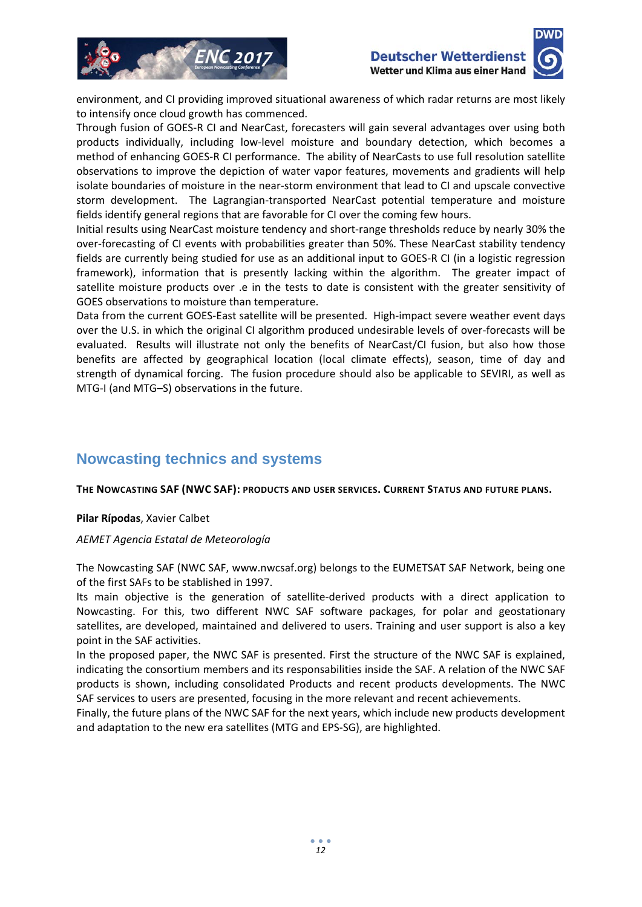environment, and CI providing improved situational awareness of which radar returns are most likely to intensify once cloud growth has commenced.

Through fusion of GOES-R CI and NearCast, forecasters will gain several advantages over using both products individually, including low-level moisture and boundary detection, which becomes a method of enhancing GOES-R CI performance. The ability of NearCasts to use full resolution satellite observations to improve the depiction of water vapor features, movements and gradients will help isolate boundaries of moisture in the near-storm environment that lead to CI and upscale convective storm development. The Lagrangian-transported NearCast potential temperature and moisture fields identify general regions that are favorable for CI over the coming few hours.

Initial results using NearCast moisture tendency and short-range thresholds reduce by nearly 30% the over-forecasting of CI events with probabilities greater than 50%. These NearCast stability tendency fields are currently being studied for use as an additional input to GOES-R CI (in a logistic regression framework), information that is presently lacking within the algorithm. The greater impact of satellite moisture products over .e in the tests to date is consistent with the greater sensitivity of GOES observations to moisture than temperature.

Data from the current GOES-East satellite will be presented. High-impact severe weather event days over the U.S. in which the original CI algorithm produced undesirable levels of over-forecasts will be evaluated. Results will illustrate not only the benefits of NearCast/CI fusion, but also how those benefits are affected by geographical location (local climate effects), season, time of day and strength of dynamical forcing. The fusion procedure should also be applicable to SEVIRI, as well as MTG-I (and MTG–S) observations in the future.

## Nowcasting technics and systems

**THE NOWCASTING SAF (NWC SAF): PRODUCTS AND USER SERVICES. CURRENT STATUS AND FUTURE PLANS.**

**Pilar Rípodas**, Xavier Calbet

*AEMET Agencia Estatal de Meteorología*

The Nowcasting SAF (NWC SAF, www.nwcsaf.org) belongs to the EUMETSAT SAF Network, being one of the first SAFs to be stablished in 1997.

Its main objective is the generation of satellite-derived products with a direct application to Nowcasting. For this, two different NWC SAF software packages, for polar and geostationary satellites, are developed, maintained and delivered to users. Training and user support is also a key point in the SAF activities.

In the proposed paper, the NWC SAF is presented. First the structure of the NWC SAF is explained, indicating the consortium members and its responsabilities inside the SAF. A relation of the NWC SAF products is shown, including consolidated Products and recent products developments. The NWC SAF services to users are presented, focusing in the more relevant and recent achievements.

Finally, the future plans of the NWC SAF for the next years, which include new products development and adaptation to the new era satellites (MTG and EPS-SG), are highlighted.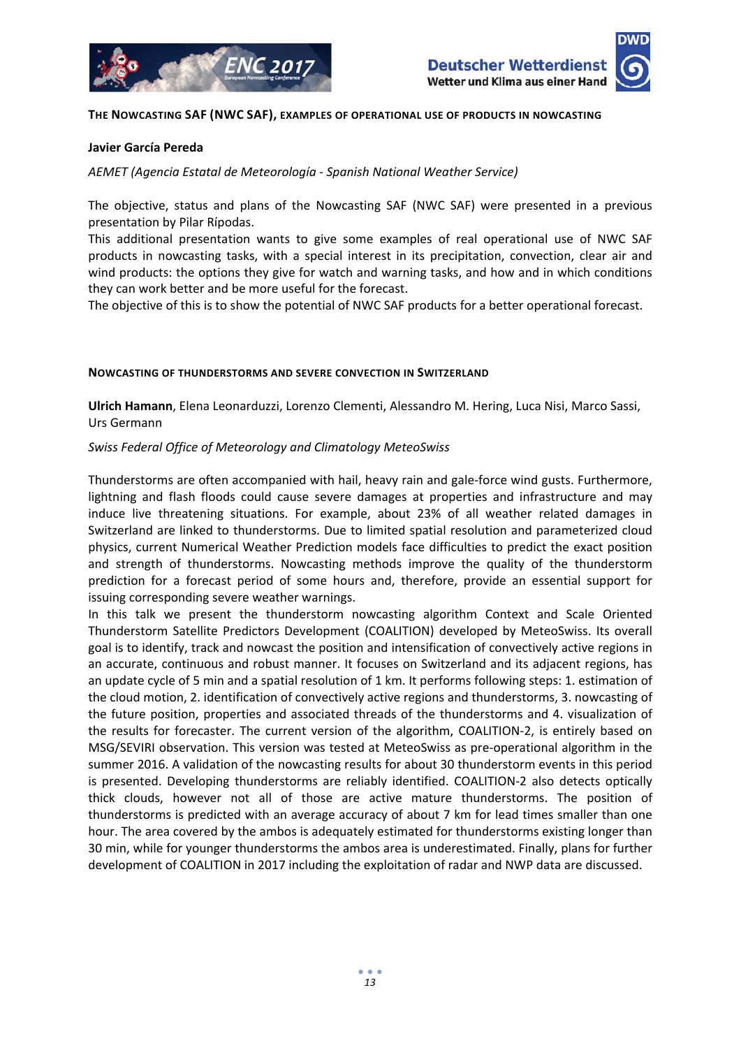## The Nowcasting SAF (NWC SAF), examples of operational use of products in nowcasting

**Javier García Pereda**

*AEMET (Agencia Estatal de Meteorología - Spanish National Weather Service)*

The objective, status and plans of the Nowcasting SAF (NWC SAF) were presented in a previous presentation by Pilar Rípodas.

This additional presentation wants to give some examples of real operational use of NWC SAF products in nowcasting tasks, with a special interest in its precipitation, convection, clear air and wind products: the options they give for watch and warning tasks, and how and in which conditions they can work better and be more useful for the forecast.

The objective of this is to show the potential of NWC SAF products for a better operational forecast.

## Nowcasting of thunderstorms and severe convection in Switzerland

**Ulrich Hamann**, Elena Leonarduzzi, Lorenzo Clementi, Alessandro M. Hering, Luca Nisi, Marco Sassi, Urs Germann

*Swiss Federal Office of Meteorology and Climatology MeteoSwiss*

Thunderstorms are often accompanied with hail, heavy rain and gale-force wind gusts. Furthermore, lightning and flash floods could cause severe damages at properties and infrastructure and may induce live threatening situations. For example, about 23% of all weather related damages in Switzerland are linked to thunderstorms. Due to limited spatial resolution and parameterized cloud physics, current Numerical Weather Prediction models face difficulties to predict the exact position and strength of thunderstorms. Nowcasting methods improve the quality of the thunderstorm prediction for a forecast period of some hours and, therefore, provide an essential support for issuing corresponding severe weather warnings.

In this talk we present the thunderstorm nowcasting algorithm Context and Scale Oriented Thunderstorm Satellite Predictors Development (COALITION) developed by MeteoSwiss. Its overall goal is to identify, track and nowcast the position and intensification of convectively active regions in an accurate, continuous and robust manner. It focuses on Switzerland and its adjacent regions, has an update cycle of 5 min and a spatial resolution of 1 km. It performs following steps: 1. estimation of the cloud motion, 2. identification of convectively active regions and thunderstorms, 3. nowcasting of the future position, properties and associated threads of the thunderstorms and 4. visualization of the results for forecaster. The current version of the algorithm, COALITION-2, is entirely based on MSG/SEVIRI observation. This version was tested at MeteoSwiss as pre-operational algorithm in the summer 2016. A validation of the nowcasting results for about 30 thunderstorm events in this period is presented. Developing thunderstorms are reliably identified. COALITION-2 also detects optically thick clouds, however not all of those are active mature thunderstorms. The position of thunderstorms is predicted with an average accuracy of about 7 km for lead times smaller than one hour. The area covered by the ambos is adequately estimated for thunderstorms existing longer than 30 min, while for younger thunderstorms the ambos area is underestimated. Finally, plans for further development of COALITION in 2017 including the exploitation of radar and NWP data are discussed.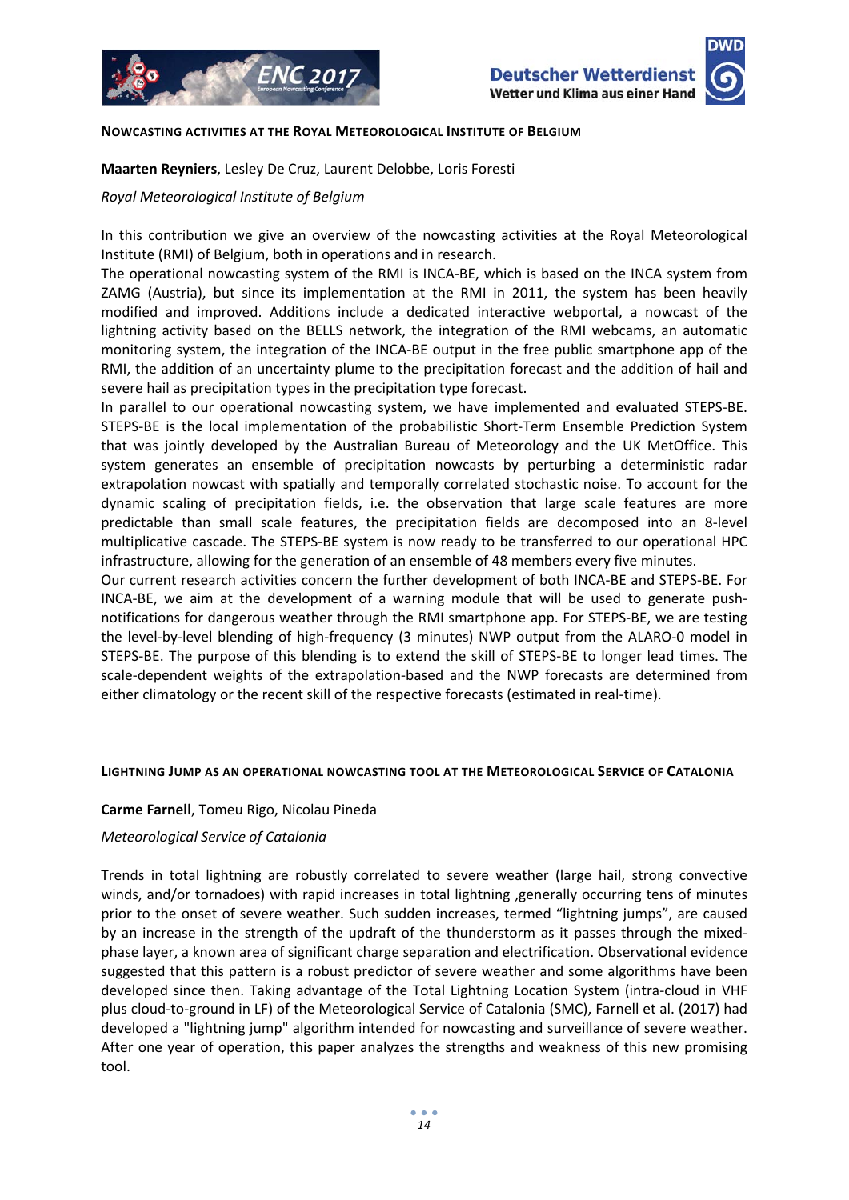### Nowcasting activities at the Royal Meteorological Institute of Belgium

**Maarten Reyniers**, Lesley De Cruz, Laurent Delobbe, Loris Foresti

*Royal Meteorological Institute of Belgium*

In this contribution we give an overview of the nowcasting activities at the Royal Meteorological Institute (RMI) of Belgium, both in operations and in research.
The operational nowcasting system of the RMI is INCA-BE, which is based on the INCA system from ZAMG (Austria), but since its implementation at the RMI in 2011, the system has been heavily modified and improved. Additions include a dedicated interactive webportal, a nowcast of the lightning activity based on the BELLS network, the integration of the RMI webcams, an automatic monitoring system, the integration of the INCA-BE output in the free public smartphone app of the RMI, the addition of an uncertainty plume to the precipitation forecast and the addition of hail and severe hail as precipitation types in the precipitation type forecast.
In parallel to our operational nowcasting system, we have implemented and evaluated STEPS-BE. STEPS-BE is the local implementation of the probabilistic Short-Term Ensemble Prediction System that was jointly developed by the Australian Bureau of Meteorology and the UK MetOffice. This system generates an ensemble of precipitation nowcasts by perturbing a deterministic radar extrapolation nowcast with spatially and temporally correlated stochastic noise. To account for the dynamic scaling of precipitation fields, i.e. the observation that large scale features are more predictable than small scale features, the precipitation fields are decomposed into an 8-level multiplicative cascade. The STEPS-BE system is now ready to be transferred to our operational HPC infrastructure, allowing for the generation of an ensemble of 48 members every five minutes.
Our current research activities concern the further development of both INCA-BE and STEPS-BE. For INCA-BE, we aim at the development of a warning module that will be used to generate push-notifications for dangerous weather through the RMI smartphone app. For STEPS-BE, we are testing the level-by-level blending of high-frequency (3 minutes) NWP output from the ALARO-0 model in STEPS-BE. The purpose of this blending is to extend the skill of STEPS-BE to longer lead times. The scale-dependent weights of the extrapolation-based and the NWP forecasts are determined from either climatology or the recent skill of the respective forecasts (estimated in real-time).

### Lightning Jump as an operational nowcasting tool at the Meteorological Service of Catalonia

**Carme Farnell**, Tomeu Rigo, Nicolau Pineda

*Meteorological Service of Catalonia*

Trends in total lightning are robustly correlated to severe weather (large hail, strong convective winds, and/or tornadoes) with rapid increases in total lightning ,generally occurring tens of minutes prior to the onset of severe weather. Such sudden increases, termed "lightning jumps", are caused by an increase in the strength of the updraft of the thunderstorm as it passes through the mixed-phase layer, a known area of significant charge separation and electrification. Observational evidence suggested that this pattern is a robust predictor of severe weather and some algorithms have been developed since then. Taking advantage of the Total Lightning Location System (intra-cloud in VHF plus cloud-to-ground in LF) of the Meteorological Service of Catalonia (SMC), Farnell et al. (2017) had developed a "lightning jump" algorithm intended for nowcasting and surveillance of severe weather. After one year of operation, this paper analyzes the strengths and weakness of this new promising tool.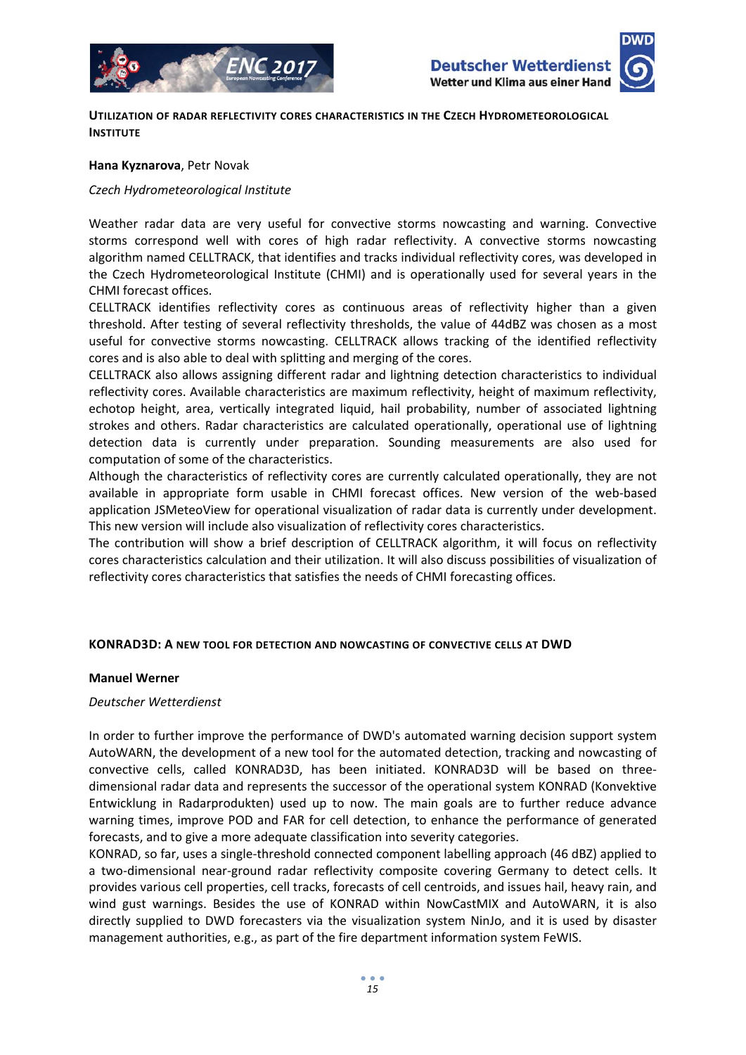## UTILIZATION OF RADAR REFLECTIVITY CORES CHARACTERISTICS IN THE CZECH HYDROMETEOROLOGICAL INSTITUTE

**Hana Kyznarova**, Petr Novak

*Czech Hydrometeorological Institute*

Weather radar data are very useful for convective storms nowcasting and warning. Convective storms correspond well with cores of high radar reflectivity. A convective storms nowcasting algorithm named CELLTRACK, that identifies and tracks individual reflectivity cores, was developed in the Czech Hydrometeorological Institute (CHMI) and is operationally used for several years in the CHMI forecast offices.

CELLTRACK identifies reflectivity cores as continuous areas of reflectivity higher than a given threshold. After testing of several reflectivity thresholds, the value of 44dBZ was chosen as a most useful for convective storms nowcasting. CELLTRACK allows tracking of the identified reflectivity cores and is also able to deal with splitting and merging of the cores.

CELLTRACK also allows assigning different radar and lightning detection characteristics to individual reflectivity cores. Available characteristics are maximum reflectivity, height of maximum reflectivity, echotop height, area, vertically integrated liquid, hail probability, number of associated lightning strokes and others. Radar characteristics are calculated operationally, operational use of lightning detection data is currently under preparation. Sounding measurements are also used for computation of some of the characteristics.

Although the characteristics of reflectivity cores are currently calculated operationally, they are not available in appropriate form usable in CHMI forecast offices. New version of the web-based application JSMeteoView for operational visualization of radar data is currently under development. This new version will include also visualization of reflectivity cores characteristics.

The contribution will show a brief description of CELLTRACK algorithm, it will focus on reflectivity cores characteristics calculation and their utilization. It will also discuss possibilities of visualization of reflectivity cores characteristics that satisfies the needs of CHMI forecasting offices.

## KONRAD3D: A NEW TOOL FOR DETECTION AND NOWCASTING OF CONVECTIVE CELLS AT DWD

**Manuel Werner**

*Deutscher Wetterdienst*

In order to further improve the performance of DWD's automated warning decision support system AutoWARN, the development of a new tool for the automated detection, tracking and nowcasting of convective cells, called KONRAD3D, has been initiated. KONRAD3D will be based on three-dimensional radar data and represents the successor of the operational system KONRAD (Konvektive Entwicklung in Radarprodukten) used up to now. The main goals are to further reduce advance warning times, improve POD and FAR for cell detection, to enhance the performance of generated forecasts, and to give a more adequate classification into severity categories.

KONRAD, so far, uses a single-threshold connected component labelling approach (46 dBZ) applied to a two-dimensional near-ground radar reflectivity composite covering Germany to detect cells. It provides various cell properties, cell tracks, forecasts of cell centroids, and issues hail, heavy rain, and wind gust warnings. Besides the use of KONRAD within NowCastMIX and AutoWARN, it is also directly supplied to DWD forecasters via the visualization system NinJo, and it is used by disaster management authorities, e.g., as part of the fire department information system FeWIS.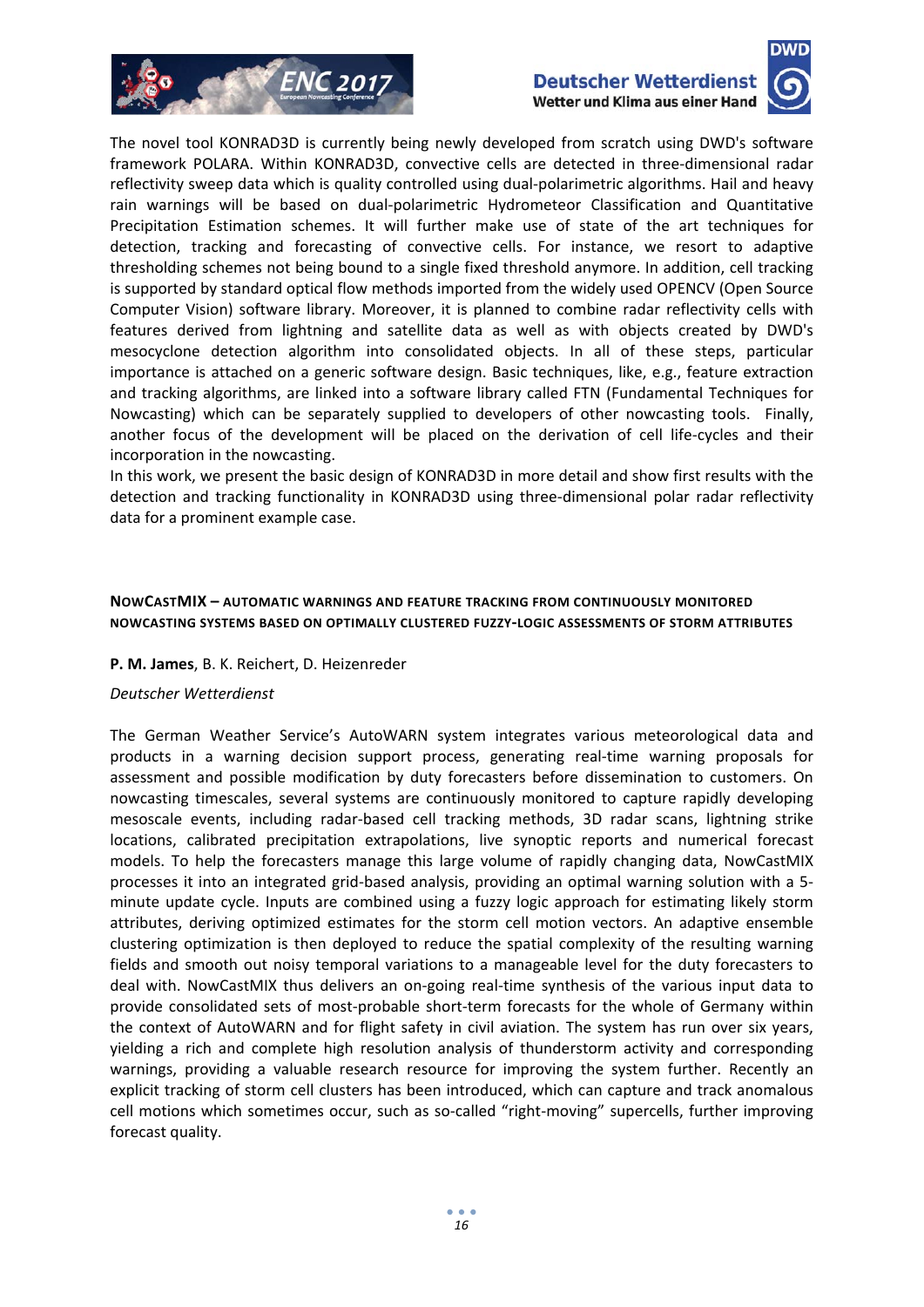The novel tool KONRAD3D is currently being newly developed from scratch using DWD's software framework POLARA. Within KONRAD3D, convective cells are detected in three-dimensional radar reflectivity sweep data which is quality controlled using dual-polarimetric algorithms. Hail and heavy rain warnings will be based on dual-polarimetric Hydrometeor Classification and Quantitative Precipitation Estimation schemes. It will further make use of state of the art techniques for detection, tracking and forecasting of convective cells. For instance, we resort to adaptive thresholding schemes not being bound to a single fixed threshold anymore. In addition, cell tracking is supported by standard optical flow methods imported from the widely used OPENCV (Open Source Computer Vision) software library. Moreover, it is planned to combine radar reflectivity cells with features derived from lightning and satellite data as well as with objects created by DWD's mesocyclone detection algorithm into consolidated objects. In all of these steps, particular importance is attached on a generic software design. Basic techniques, like, e.g., feature extraction and tracking algorithms, are linked into a software library called FTN (Fundamental Techniques for Nowcasting) which can be separately supplied to developers of other nowcasting tools. Finally, another focus of the development will be placed on the derivation of cell life-cycles and their incorporation in the nowcasting.

In this work, we present the basic design of KONRAD3D in more detail and show first results with the detection and tracking functionality in KONRAD3D using three-dimensional polar radar reflectivity data for a prominent example case.

## NowCastMIX – Automatic warnings and feature tracking from continuously monitored nowcasting systems based on optimally clustered fuzzy-logic assessments of storm attributes

**P. M. James**, B. K. Reichert, D. Heizenreder

*Deutscher Wetterdienst*

The German Weather Service's AutoWARN system integrates various meteorological data and products in a warning decision support process, generating real-time warning proposals for assessment and possible modification by duty forecasters before dissemination to customers. On nowcasting timescales, several systems are continuously monitored to capture rapidly developing mesoscale events, including radar-based cell tracking methods, 3D radar scans, lightning strike locations, calibrated precipitation extrapolations, live synoptic reports and numerical forecast models. To help the forecasters manage this large volume of rapidly changing data, NowCastMIX processes it into an integrated grid-based analysis, providing an optimal warning solution with a 5-minute update cycle. Inputs are combined using a fuzzy logic approach for estimating likely storm attributes, deriving optimized estimates for the storm cell motion vectors. An adaptive ensemble clustering optimization is then deployed to reduce the spatial complexity of the resulting warning fields and smooth out noisy temporal variations to a manageable level for the duty forecasters to deal with. NowCastMIX thus delivers an on-going real-time synthesis of the various input data to provide consolidated sets of most-probable short-term forecasts for the whole of Germany within the context of AutoWARN and for flight safety in civil aviation. The system has run over six years, yielding a rich and complete high resolution analysis of thunderstorm activity and corresponding warnings, providing a valuable research resource for improving the system further. Recently an explicit tracking of storm cell clusters has been introduced, which can capture and track anomalous cell motions which sometimes occur, such as so-called "right-moving" supercells, further improving forecast quality.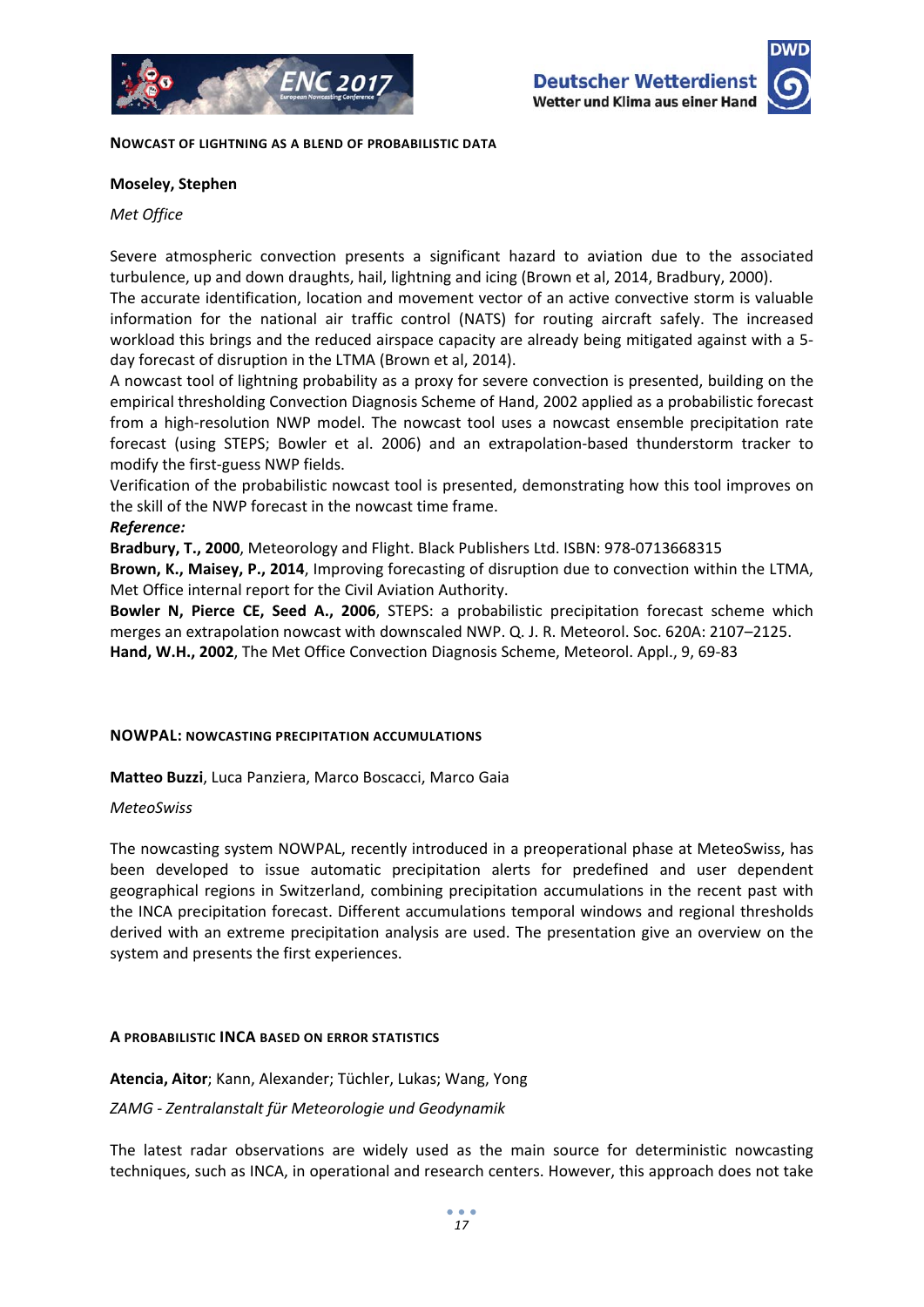## NOWCAST OF LIGHTNING AS A BLEND OF PROBABILISTIC DATA

**Moseley, Stephen**

*Met Office*

Severe atmospheric convection presents a significant hazard to aviation due to the associated turbulence, up and down draughts, hail, lightning and icing (Brown et al, 2014, Bradbury, 2000).
The accurate identification, location and movement vector of an active convective storm is valuable information for the national air traffic control (NATS) for routing aircraft safely. The increased workload this brings and the reduced airspace capacity are already being mitigated against with a 5-day forecast of disruption in the LTMA (Brown et al, 2014).
A nowcast tool of lightning probability as a proxy for severe convection is presented, building on the empirical thresholding Convection Diagnosis Scheme of Hand, 2002 applied as a probabilistic forecast from a high-resolution NWP model. The nowcast tool uses a nowcast ensemble precipitation rate forecast (using STEPS; Bowler et al. 2006) and an extrapolation-based thunderstorm tracker to modify the first-guess NWP fields.
Verification of the probabilistic nowcast tool is presented, demonstrating how this tool improves on the skill of the NWP forecast in the nowcast time frame.

***Reference:***

**Bradbury, T., 2000**, Meteorology and Flight. Black Publishers Ltd. ISBN: 978-0713668315
**Brown, K., Maisey, P., 2014**, Improving forecasting of disruption due to convection within the LTMA, Met Office internal report for the Civil Aviation Authority.
**Bowler N, Pierce CE, Seed A., 2006**, STEPS: a probabilistic precipitation forecast scheme which merges an extrapolation nowcast with downscaled NWP. Q. J. R. Meteorol. Soc. 620A: 2107–2125.
**Hand, W.H., 2002**, The Met Office Convection Diagnosis Scheme, Meteorol. Appl., 9, 69-83

## NOWPAL: NOWCASTING PRECIPITATION ACCUMULATIONS

**Matteo Buzzi**, Luca Panziera, Marco Boscacci, Marco Gaia

*MeteoSwiss*

The nowcasting system NOWPAL, recently introduced in a preoperational phase at MeteoSwiss, has been developed to issue automatic precipitation alerts for predefined and user dependent geographical regions in Switzerland, combining precipitation accumulations in the recent past with the INCA precipitation forecast. Different accumulations temporal windows and regional thresholds derived with an extreme precipitation analysis are used. The presentation give an overview on the system and presents the first experiences.

## A PROBABILISTIC INCA BASED ON ERROR STATISTICS

**Atencia, Aitor**; Kann, Alexander; Tüchler, Lukas; Wang, Yong

*ZAMG - Zentralanstalt für Meteorologie und Geodynamik*

The latest radar observations are widely used as the main source for deterministic nowcasting techniques, such as INCA, in operational and research centers. However, this approach does not take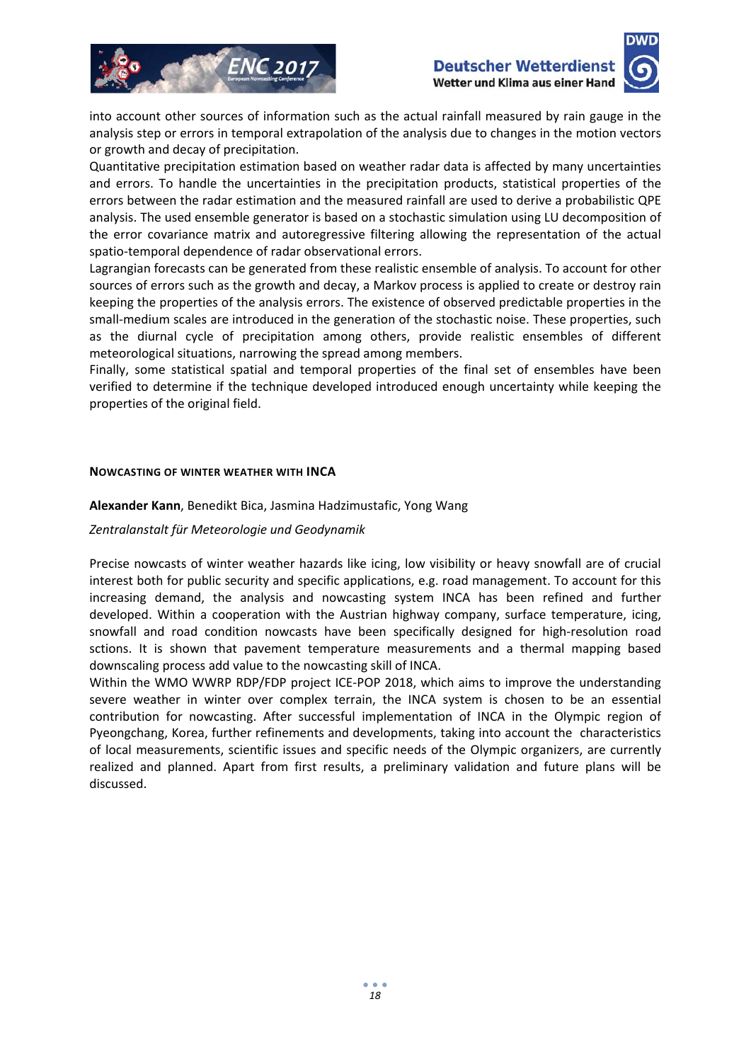into account other sources of information such as the actual rainfall measured by rain gauge in the analysis step or errors in temporal extrapolation of the analysis due to changes in the motion vectors or growth and decay of precipitation.
Quantitative precipitation estimation based on weather radar data is affected by many uncertainties and errors. To handle the uncertainties in the precipitation products, statistical properties of the errors between the radar estimation and the measured rainfall are used to derive a probabilistic QPE analysis. The used ensemble generator is based on a stochastic simulation using LU decomposition of the error covariance matrix and autoregressive filtering allowing the representation of the actual spatio-temporal dependence of radar observational errors.
Lagrangian forecasts can be generated from these realistic ensemble of analysis. To account for other sources of errors such as the growth and decay, a Markov process is applied to create or destroy rain keeping the properties of the analysis errors. The existence of observed predictable properties in the small-medium scales are introduced in the generation of the stochastic noise. These properties, such as the diurnal cycle of precipitation among others, provide realistic ensembles of different meteorological situations, narrowing the spread among members.
Finally, some statistical spatial and temporal properties of the final set of ensembles have been verified to determine if the technique developed introduced enough uncertainty while keeping the properties of the original field.

### NOWCASTING OF WINTER WEATHER WITH INCA

**Alexander Kann**, Benedikt Bica, Jasmina Hadzimustafic, Yong Wang

*Zentralanstalt für Meteorologie und Geodynamik*

Precise nowcasts of winter weather hazards like icing, low visibility or heavy snowfall are of crucial interest both for public security and specific applications, e.g. road management. To account for this increasing demand, the analysis and nowcasting system INCA has been refined and further developed. Within a cooperation with the Austrian highway company, surface temperature, icing, snowfall and road condition nowcasts have been specifically designed for high-resolution road sctions. It is shown that pavement temperature measurements and a thermal mapping based downscaling process add value to the nowcasting skill of INCA.
Within the WMO WWRP RDP/FDP project ICE-POP 2018, which aims to improve the understanding severe weather in winter over complex terrain, the INCA system is chosen to be an essential contribution for nowcasting. After successful implementation of INCA in the Olympic region of Pyeongchang, Korea, further refinements and developments, taking into account the characteristics of local measurements, scientific issues and specific needs of the Olympic organizers, are currently realized and planned. Apart from first results, a preliminary validation and future plans will be discussed.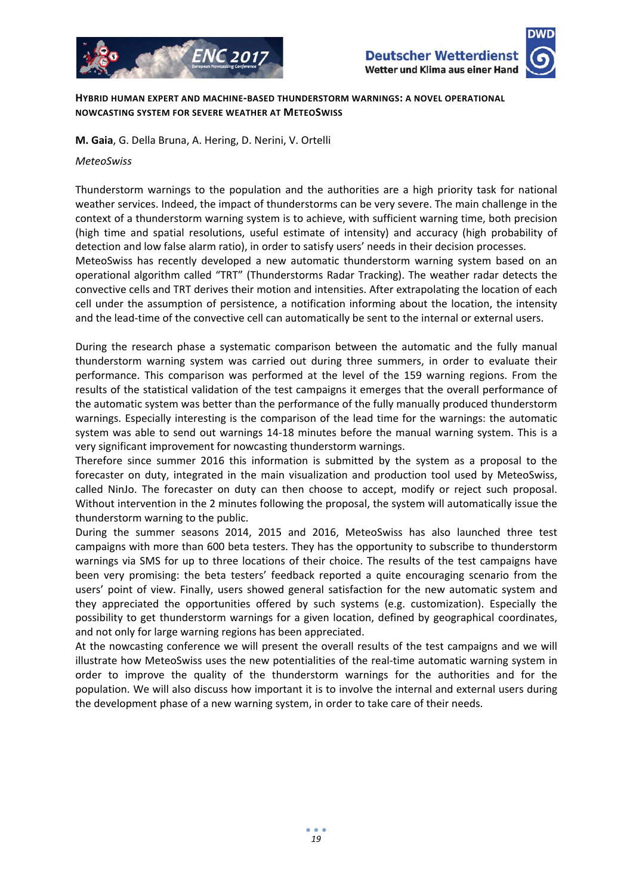## Hybrid human expert and machine-based thunderstorm warnings: a novel operational nowcasting system for severe weather at MeteoSwiss

**M. Gaia**, G. Della Bruna, A. Hering, D. Nerini, V. Ortelli

*MeteoSwiss*

Thunderstorm warnings to the population and the authorities are a high priority task for national weather services. Indeed, the impact of thunderstorms can be very severe. The main challenge in the context of a thunderstorm warning system is to achieve, with sufficient warning time, both precision (high time and spatial resolutions, useful estimate of intensity) and accuracy (high probability of detection and low false alarm ratio), in order to satisfy users' needs in their decision processes.

MeteoSwiss has recently developed a new automatic thunderstorm warning system based on an operational algorithm called "TRT" (Thunderstorms Radar Tracking). The weather radar detects the convective cells and TRT derives their motion and intensities. After extrapolating the location of each cell under the assumption of persistence, a notification informing about the location, the intensity and the lead-time of the convective cell can automatically be sent to the internal or external users.

During the research phase a systematic comparison between the automatic and the fully manual thunderstorm warning system was carried out during three summers, in order to evaluate their performance. This comparison was performed at the level of the 159 warning regions. From the results of the statistical validation of the test campaigns it emerges that the overall performance of the automatic system was better than the performance of the fully manually produced thunderstorm warnings. Especially interesting is the comparison of the lead time for the warnings: the automatic system was able to send out warnings 14-18 minutes before the manual warning system. This is a very significant improvement for nowcasting thunderstorm warnings.

Therefore since summer 2016 this information is submitted by the system as a proposal to the forecaster on duty, integrated in the main visualization and production tool used by MeteoSwiss, called NinJo. The forecaster on duty can then choose to accept, modify or reject such proposal. Without intervention in the 2 minutes following the proposal, the system will automatically issue the thunderstorm warning to the public.

During the summer seasons 2014, 2015 and 2016, MeteoSwiss has also launched three test campaigns with more than 600 beta testers. They has the opportunity to subscribe to thunderstorm warnings via SMS for up to three locations of their choice. The results of the test campaigns have been very promising: the beta testers' feedback reported a quite encouraging scenario from the users' point of view. Finally, users showed general satisfaction for the new automatic system and they appreciated the opportunities offered by such systems (e.g. customization). Especially the possibility to get thunderstorm warnings for a given location, defined by geographical coordinates, and not only for large warning regions has been appreciated.

At the nowcasting conference we will present the overall results of the test campaigns and we will illustrate how MeteoSwiss uses the new potentialities of the real-time automatic warning system in order to improve the quality of the thunderstorm warnings for the authorities and for the population. We will also discuss how important it is to involve the internal and external users during the development phase of a new warning system, in order to take care of their needs.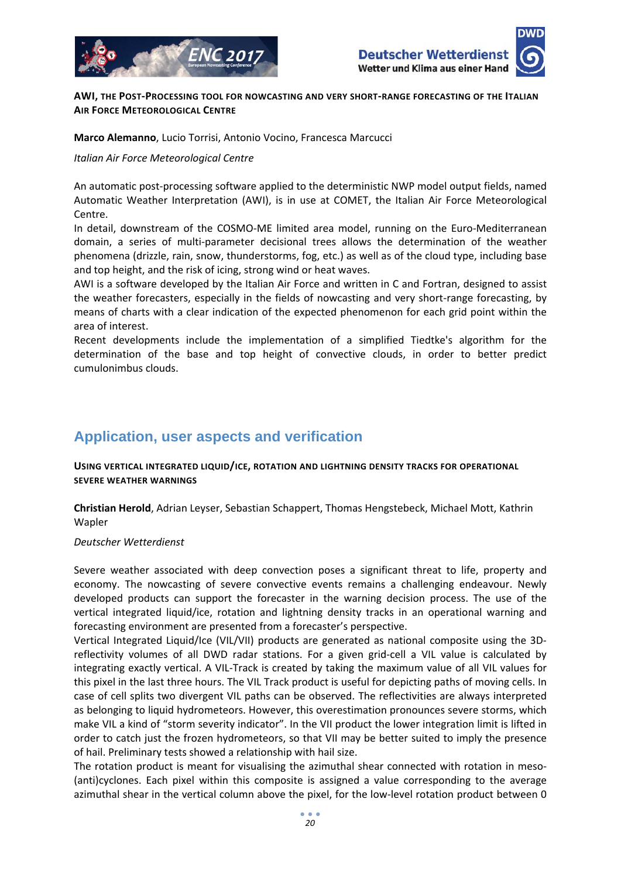**AWI, THE POST-PROCESSING TOOL FOR NOWCASTING AND VERY SHORT-RANGE FORECASTING OF THE ITALIAN AIR FORCE METEOROLOGICAL CENTRE**

**Marco Alemanno**, Lucio Torrisi, Antonio Vocino, Francesca Marcucci

*Italian Air Force Meteorological Centre*

An automatic post-processing software applied to the deterministic NWP model output fields, named Automatic Weather Interpretation (AWI), is in use at COMET, the Italian Air Force Meteorological Centre.

In detail, downstream of the COSMO-ME limited area model, running on the Euro-Mediterranean domain, a series of multi-parameter decisional trees allows the determination of the weather phenomena (drizzle, rain, snow, thunderstorms, fog, etc.) as well as of the cloud type, including base and top height, and the risk of icing, strong wind or heat waves.

AWI is a software developed by the Italian Air Force and written in C and Fortran, designed to assist the weather forecasters, especially in the fields of nowcasting and very short-range forecasting, by means of charts with a clear indication of the expected phenomenon for each grid point within the area of interest.

Recent developments include the implementation of a simplified Tiedtke's algorithm for the determination of the base and top height of convective clouds, in order to better predict cumulonimbus clouds.

## Application, user aspects and verification

**USING VERTICAL INTEGRATED LIQUID/ICE, ROTATION AND LIGHTNING DENSITY TRACKS FOR OPERATIONAL SEVERE WEATHER WARNINGS**

**Christian Herold**, Adrian Leyser, Sebastian Schappert, Thomas Hengstebeck, Michael Mott, Kathrin Wapler

*Deutscher Wetterdienst*

Severe weather associated with deep convection poses a significant threat to life, property and economy. The nowcasting of severe convective events remains a challenging endeavour. Newly developed products can support the forecaster in the warning decision process. The use of the vertical integrated liquid/ice, rotation and lightning density tracks in an operational warning and forecasting environment are presented from a forecaster's perspective.

Vertical Integrated Liquid/Ice (VIL/VII) products are generated as national composite using the 3D-reflectivity volumes of all DWD radar stations. For a given grid-cell a VIL value is calculated by integrating exactly vertical. A VIL-Track is created by taking the maximum value of all VIL values for this pixel in the last three hours. The VIL Track product is useful for depicting paths of moving cells. In case of cell splits two divergent VIL paths can be observed. The reflectivities are always interpreted as belonging to liquid hydrometeors. However, this overestimation pronounces severe storms, which make VIL a kind of "storm severity indicator". In the VII product the lower integration limit is lifted in order to catch just the frozen hydrometeors, so that VII may be better suited to imply the presence of hail. Preliminary tests showed a relationship with hail size.

The rotation product is meant for visualising the azimuthal shear connected with rotation in meso-(anti)cyclones. Each pixel within this composite is assigned a value corresponding to the average azimuthal shear in the vertical column above the pixel, for the low-level rotation product between 0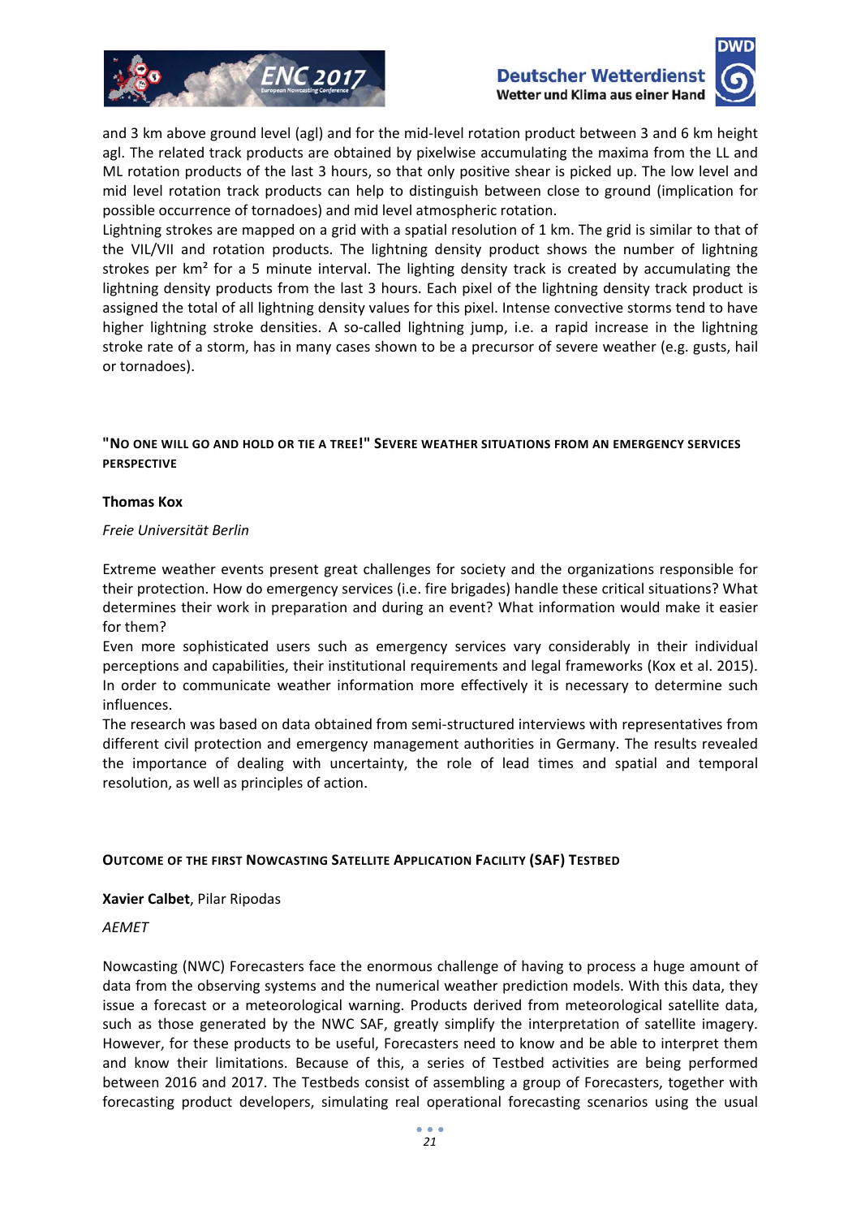and 3 km above ground level (agl) and for the mid-level rotation product between 3 and 6 km height agl. The related track products are obtained by pixelwise accumulating the maxima from the LL and ML rotation products of the last 3 hours, so that only positive shear is picked up. The low level and mid level rotation track products can help to distinguish between close to ground (implication for possible occurrence of tornadoes) and mid level atmospheric rotation.

Lightning strokes are mapped on a grid with a spatial resolution of 1 km. The grid is similar to that of the VIL/VII and rotation products. The lightning density product shows the number of lightning strokes per km² for a 5 minute interval. The lighting density track is created by accumulating the lightning density products from the last 3 hours. Each pixel of the lightning density track product is assigned the total of all lightning density values for this pixel. Intense convective storms tend to have higher lightning stroke densities. A so-called lightning jump, i.e. a rapid increase in the lightning stroke rate of a storm, has in many cases shown to be a precursor of severe weather (e.g. gusts, hail or tornadoes).

## "No one will go and hold or tie a tree!" Severe weather situations from an emergency services perspective

**Thomas Kox**

*Freie Universität Berlin*

Extreme weather events present great challenges for society and the organizations responsible for their protection. How do emergency services (i.e. fire brigades) handle these critical situations? What determines their work in preparation and during an event? What information would make it easier for them?

Even more sophisticated users such as emergency services vary considerably in their individual perceptions and capabilities, their institutional requirements and legal frameworks (Kox et al. 2015). In order to communicate weather information more effectively it is necessary to determine such influences.

The research was based on data obtained from semi-structured interviews with representatives from different civil protection and emergency management authorities in Germany. The results revealed the importance of dealing with uncertainty, the role of lead times and spatial and temporal resolution, as well as principles of action.

## Outcome of the first Nowcasting Satellite Application Facility (SAF) Testbed

**Xavier Calbet**, Pilar Ripodas

*AEMET*

Nowcasting (NWC) Forecasters face the enormous challenge of having to process a huge amount of data from the observing systems and the numerical weather prediction models. With this data, they issue a forecast or a meteorological warning. Products derived from meteorological satellite data, such as those generated by the NWC SAF, greatly simplify the interpretation of satellite imagery. However, for these products to be useful, Forecasters need to know and be able to interpret them and know their limitations. Because of this, a series of Testbed activities are being performed between 2016 and 2017. The Testbeds consist of assembling a group of Forecasters, together with forecasting product developers, simulating real operational forecasting scenarios using the usual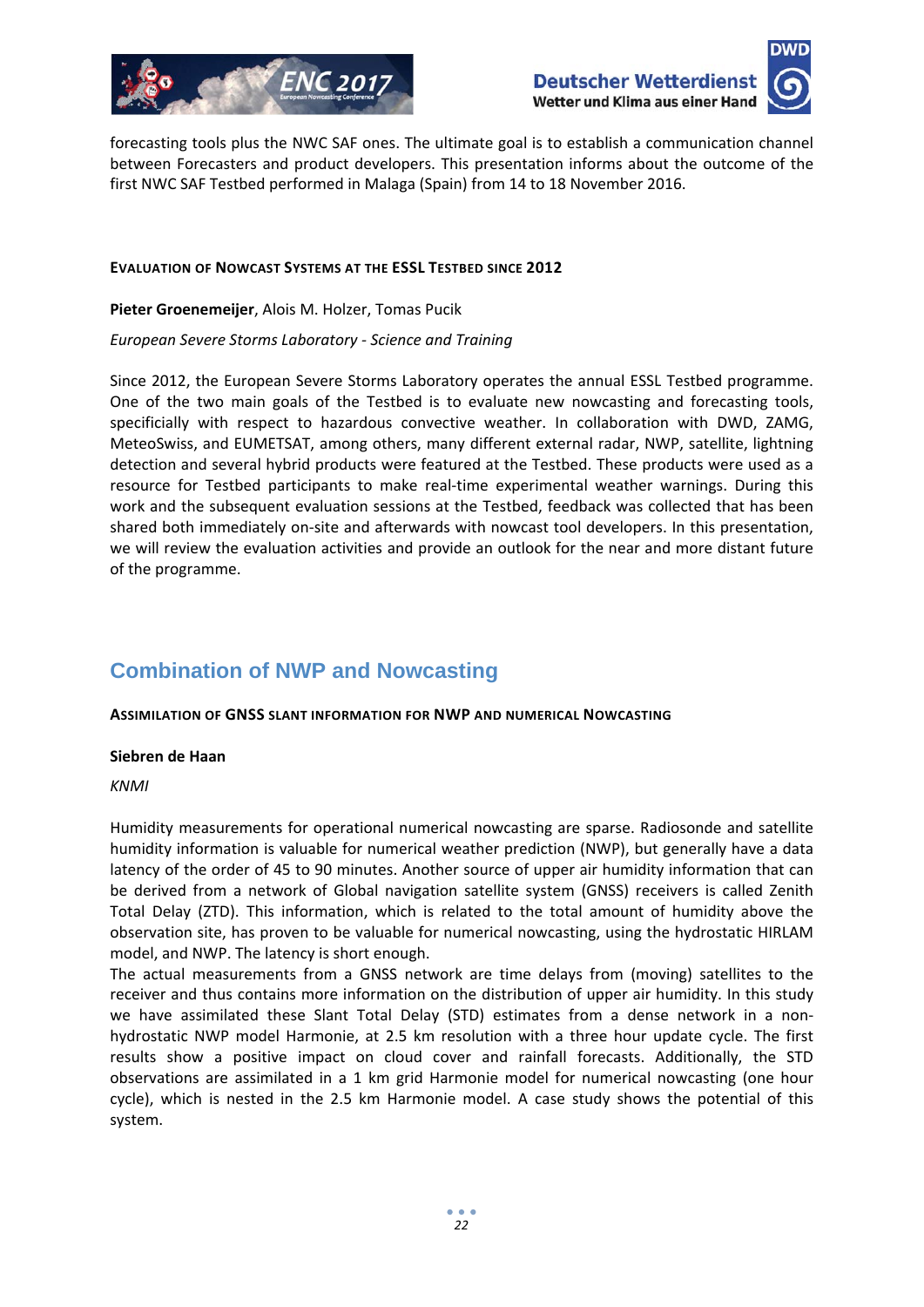forecasting tools plus the NWC SAF ones. The ultimate goal is to establish a communication channel between Forecasters and product developers. This presentation informs about the outcome of the first NWC SAF Testbed performed in Malaga (Spain) from 14 to 18 November 2016.

#### EVALUATION OF NOWCAST SYSTEMS AT THE ESSL TESTBED SINCE 2012

**Pieter Groenemeijer**, Alois M. Holzer, Tomas Pucik

*European Severe Storms Laboratory - Science and Training*

Since 2012, the European Severe Storms Laboratory operates the annual ESSL Testbed programme. One of the two main goals of the Testbed is to evaluate new nowcasting and forecasting tools, specificially with respect to hazardous convective weather. In collaboration with DWD, ZAMG, MeteoSwiss, and EUMETSAT, among others, many different external radar, NWP, satellite, lightning detection and several hybrid products were featured at the Testbed. These products were used as a resource for Testbed participants to make real-time experimental weather warnings. During this work and the subsequent evaluation sessions at the Testbed, feedback was collected that has been shared both immediately on-site and afterwards with nowcast tool developers. In this presentation, we will review the evaluation activities and provide an outlook for the near and more distant future of the programme.

## Combination of NWP and Nowcasting

#### ASSIMILATION OF GNSS SLANT INFORMATION FOR NWP AND NUMERICAL NOWCASTING

**Siebren de Haan**

*KNMI*

Humidity measurements for operational numerical nowcasting are sparse. Radiosonde and satellite humidity information is valuable for numerical weather prediction (NWP), but generally have a data latency of the order of 45 to 90 minutes. Another source of upper air humidity information that can be derived from a network of Global navigation satellite system (GNSS) receivers is called Zenith Total Delay (ZTD). This information, which is related to the total amount of humidity above the observation site, has proven to be valuable for numerical nowcasting, using the hydrostatic HIRLAM model, and NWP. The latency is short enough.
The actual measurements from a GNSS network are time delays from (moving) satellites to the receiver and thus contains more information on the distribution of upper air humidity. In this study we have assimilated these Slant Total Delay (STD) estimates from a dense network in a non-hydrostatic NWP model Harmonie, at 2.5 km resolution with a three hour update cycle. The first results show a positive impact on cloud cover and rainfall forecasts. Additionally, the STD observations are assimilated in a 1 km grid Harmonie model for numerical nowcasting (one hour cycle), which is nested in the 2.5 km Harmonie model. A case study shows the potential of this system.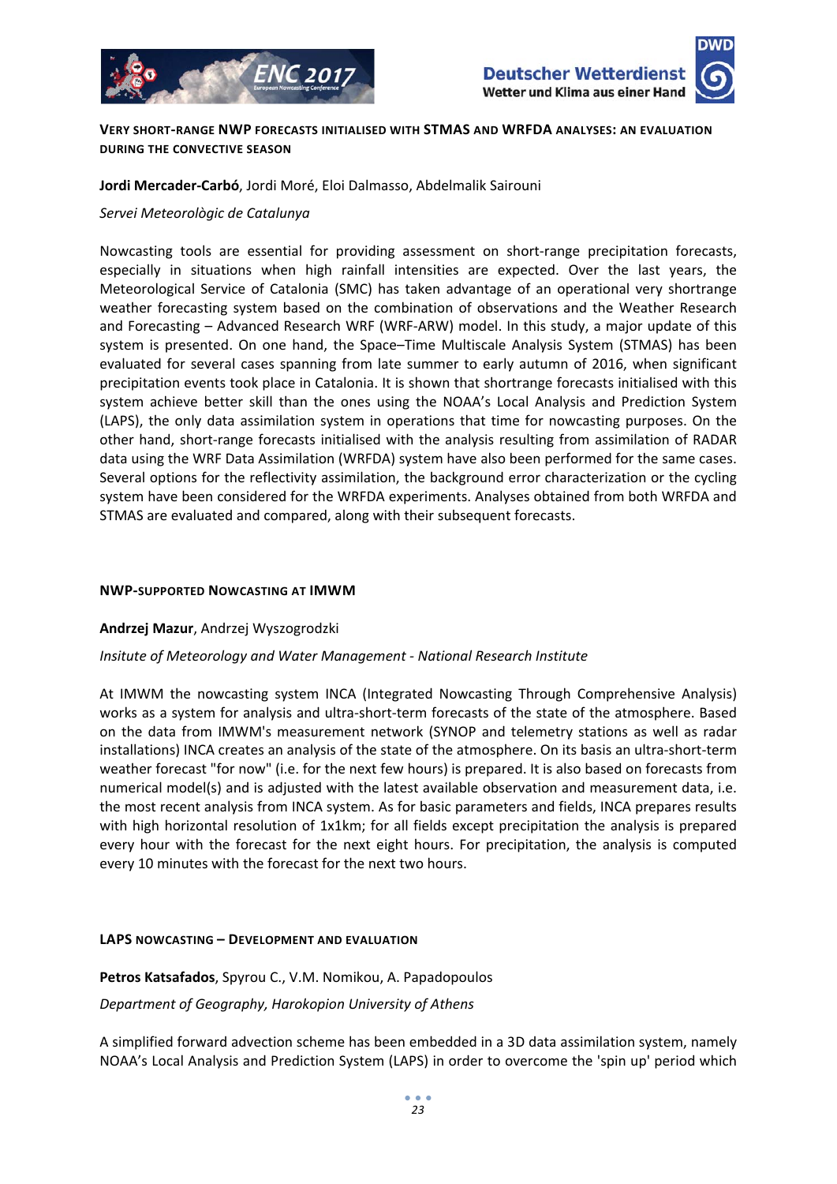### VERY SHORT-RANGE NWP FORECASTS INITIALISED WITH STMAS AND WRFDA ANALYSES: AN EVALUATION DURING THE CONVECTIVE SEASON

**Jordi Mercader-Carbó**, Jordi Moré, Eloi Dalmasso, Abdelmalik Sairouni

*Servei Meteorològic de Catalunya*

Nowcasting tools are essential for providing assessment on short-range precipitation forecasts, especially in situations when high rainfall intensities are expected. Over the last years, the Meteorological Service of Catalonia (SMC) has taken advantage of an operational very shortrange weather forecasting system based on the combination of observations and the Weather Research and Forecasting – Advanced Research WRF (WRF-ARW) model. In this study, a major update of this system is presented. On one hand, the Space–Time Multiscale Analysis System (STMAS) has been evaluated for several cases spanning from late summer to early autumn of 2016, when significant precipitation events took place in Catalonia. It is shown that shortrange forecasts initialised with this system achieve better skill than the ones using the NOAA's Local Analysis and Prediction System (LAPS), the only data assimilation system in operations that time for nowcasting purposes. On the other hand, short-range forecasts initialised with the analysis resulting from assimilation of RADAR data using the WRF Data Assimilation (WRFDA) system have also been performed for the same cases. Several options for the reflectivity assimilation, the background error characterization or the cycling system have been considered for the WRFDA experiments. Analyses obtained from both WRFDA and STMAS are evaluated and compared, along with their subsequent forecasts.

### NWP-SUPPORTED NOWCASTING AT IMWM

**Andrzej Mazur**, Andrzej Wyszogrodzki

*Insitute of Meteorology and Water Management - National Research Institute*

At IMWM the nowcasting system INCA (Integrated Nowcasting Through Comprehensive Analysis) works as a system for analysis and ultra-short-term forecasts of the state of the atmosphere. Based on the data from IMWM's measurement network (SYNOP and telemetry stations as well as radar installations) INCA creates an analysis of the state of the atmosphere. On its basis an ultra-short-term weather forecast "for now" (i.e. for the next few hours) is prepared. It is also based on forecasts from numerical model(s) and is adjusted with the latest available observation and measurement data, i.e. the most recent analysis from INCA system. As for basic parameters and fields, INCA prepares results with high horizontal resolution of 1x1km; for all fields except precipitation the analysis is prepared every hour with the forecast for the next eight hours. For precipitation, the analysis is computed every 10 minutes with the forecast for the next two hours.

### LAPS NOWCASTING – DEVELOPMENT AND EVALUATION

**Petros Katsafados**, Spyrou C., V.M. Nomikou, A. Papadopoulos

*Department of Geography, Harokopion University of Athens*

A simplified forward advection scheme has been embedded in a 3D data assimilation system, namely NOAA's Local Analysis and Prediction System (LAPS) in order to overcome the 'spin up' period which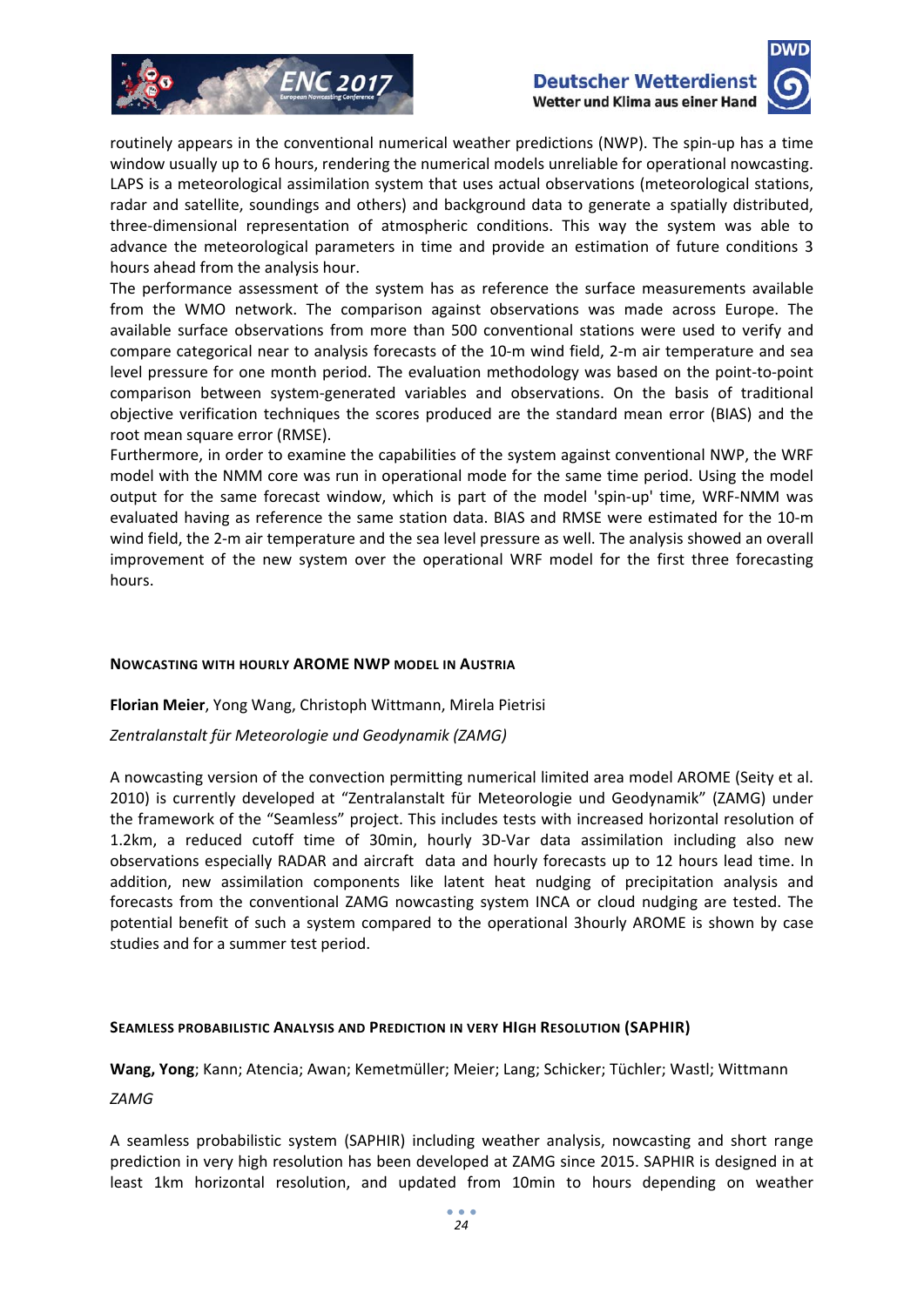routinely appears in the conventional numerical weather predictions (NWP). The spin-up has a time window usually up to 6 hours, rendering the numerical models unreliable for operational nowcasting. LAPS is a meteorological assimilation system that uses actual observations (meteorological stations, radar and satellite, soundings and others) and background data to generate a spatially distributed, three-dimensional representation of atmospheric conditions. This way the system was able to advance the meteorological parameters in time and provide an estimation of future conditions 3 hours ahead from the analysis hour.

The performance assessment of the system has as reference the surface measurements available from the WMO network. The comparison against observations was made across Europe. The available surface observations from more than 500 conventional stations were used to verify and compare categorical near to analysis forecasts of the 10-m wind field, 2-m air temperature and sea level pressure for one month period. The evaluation methodology was based on the point-to-point comparison between system-generated variables and observations. On the basis of traditional objective verification techniques the scores produced are the standard mean error (BIAS) and the root mean square error (RMSE).

Furthermore, in order to examine the capabilities of the system against conventional NWP, the WRF model with the NMM core was run in operational mode for the same time period. Using the model output for the same forecast window, which is part of the model 'spin-up' time, WRF-NMM was evaluated having as reference the same station data. BIAS and RMSE were estimated for the 10-m wind field, the 2-m air temperature and the sea level pressure as well. The analysis showed an overall improvement of the new system over the operational WRF model for the first three forecasting hours.

### NOWCASTING WITH HOURLY AROME NWP MODEL IN AUSTRIA

**Florian Meier**, Yong Wang, Christoph Wittmann, Mirela Pietrisi

*Zentralanstalt für Meteorologie und Geodynamik (ZAMG)*

A nowcasting version of the convection permitting numerical limited area model AROME (Seity et al. 2010) is currently developed at "Zentralanstalt für Meteorologie und Geodynamik" (ZAMG) under the framework of the "Seamless" project. This includes tests with increased horizontal resolution of 1.2km, a reduced cutoff time of 30min, hourly 3D-Var data assimilation including also new observations especially RADAR and aircraft data and hourly forecasts up to 12 hours lead time. In addition, new assimilation components like latent heat nudging of precipitation analysis and forecasts from the conventional ZAMG nowcasting system INCA or cloud nudging are tested. The potential benefit of such a system compared to the operational 3hourly AROME is shown by case studies and for a summer test period.

### SEAMLESS PROBABILISTIC ANALYSIS AND PREDICTION IN VERY HIGH RESOLUTION (SAPHIR)

**Wang, Yong**; Kann; Atencia; Awan; Kemetmüller; Meier; Lang; Schicker; Tüchler; Wastl; Wittmann

*ZAMG*

A seamless probabilistic system (SAPHIR) including weather analysis, nowcasting and short range prediction in very high resolution has been developed at ZAMG since 2015. SAPHIR is designed in at least 1km horizontal resolution, and updated from 10min to hours depending on weather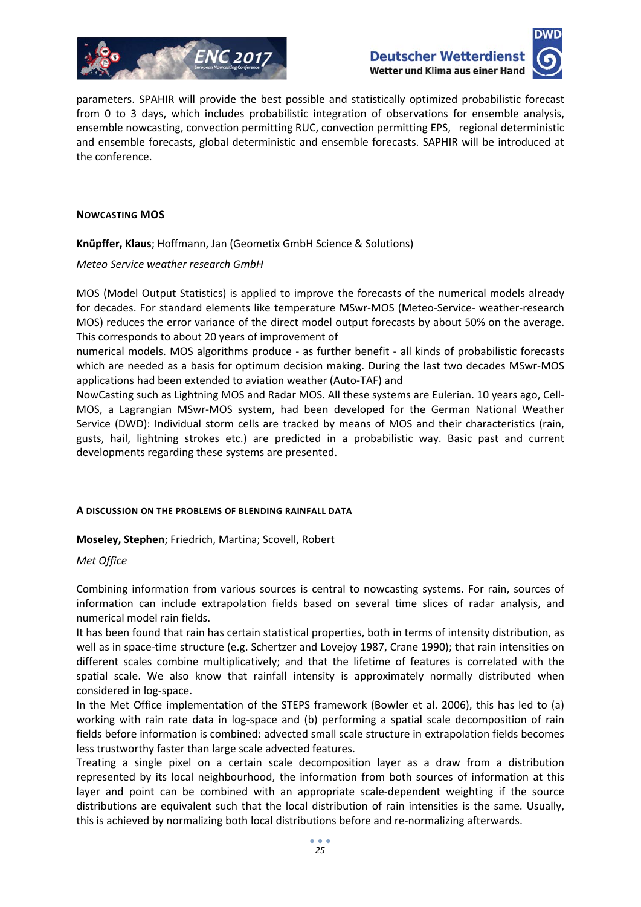parameters. SPAHIR will provide the best possible and statistically optimized probabilistic forecast from 0 to 3 days, which includes probabilistic integration of observations for ensemble analysis, ensemble nowcasting, convection permitting RUC, convection permitting EPS, regional deterministic and ensemble forecasts, global deterministic and ensemble forecasts. SAPHIR will be introduced at the conference.

### NOWCASTING MOS

**Knüpffer, Klaus**; Hoffmann, Jan (Geometix GmbH Science & Solutions)

*Meteo Service weather research GmbH*

MOS (Model Output Statistics) is applied to improve the forecasts of the numerical models already for decades. For standard elements like temperature MSwr-MOS (Meteo-Service- weather-research MOS) reduces the error variance of the direct model output forecasts by about 50% on the average. This corresponds to about 20 years of improvement of
numerical models. MOS algorithms produce - as further benefit - all kinds of probabilistic forecasts which are needed as a basis for optimum decision making. During the last two decades MSwr-MOS applications had been extended to aviation weather (Auto-TAF) and
NowCasting such as Lightning MOS and Radar MOS. All these systems are Eulerian. 10 years ago, Cell-MOS, a Lagrangian MSwr-MOS system, had been developed for the German National Weather Service (DWD): Individual storm cells are tracked by means of MOS and their characteristics (rain, gusts, hail, lightning strokes etc.) are predicted in a probabilistic way. Basic past and current developments regarding these systems are presented.

### A DISCUSSION ON THE PROBLEMS OF BLENDING RAINFALL DATA

**Moseley, Stephen**; Friedrich, Martina; Scovell, Robert

*Met Office*

Combining information from various sources is central to nowcasting systems. For rain, sources of information can include extrapolation fields based on several time slices of radar analysis, and numerical model rain fields.
It has been found that rain has certain statistical properties, both in terms of intensity distribution, as well as in space-time structure (e.g. Schertzer and Lovejoy 1987, Crane 1990); that rain intensities on different scales combine multiplicatively; and that the lifetime of features is correlated with the spatial scale. We also know that rainfall intensity is approximately normally distributed when considered in log-space.
In the Met Office implementation of the STEPS framework (Bowler et al. 2006), this has led to (a) working with rain rate data in log-space and (b) performing a spatial scale decomposition of rain fields before information is combined: advected small scale structure in extrapolation fields becomes less trustworthy faster than large scale advected features.
Treating a single pixel on a certain scale decomposition layer as a draw from a distribution represented by its local neighbourhood, the information from both sources of information at this layer and point can be combined with an appropriate scale-dependent weighting if the source distributions are equivalent such that the local distribution of rain intensities is the same. Usually, this is achieved by normalizing both local distributions before and re-normalizing afterwards.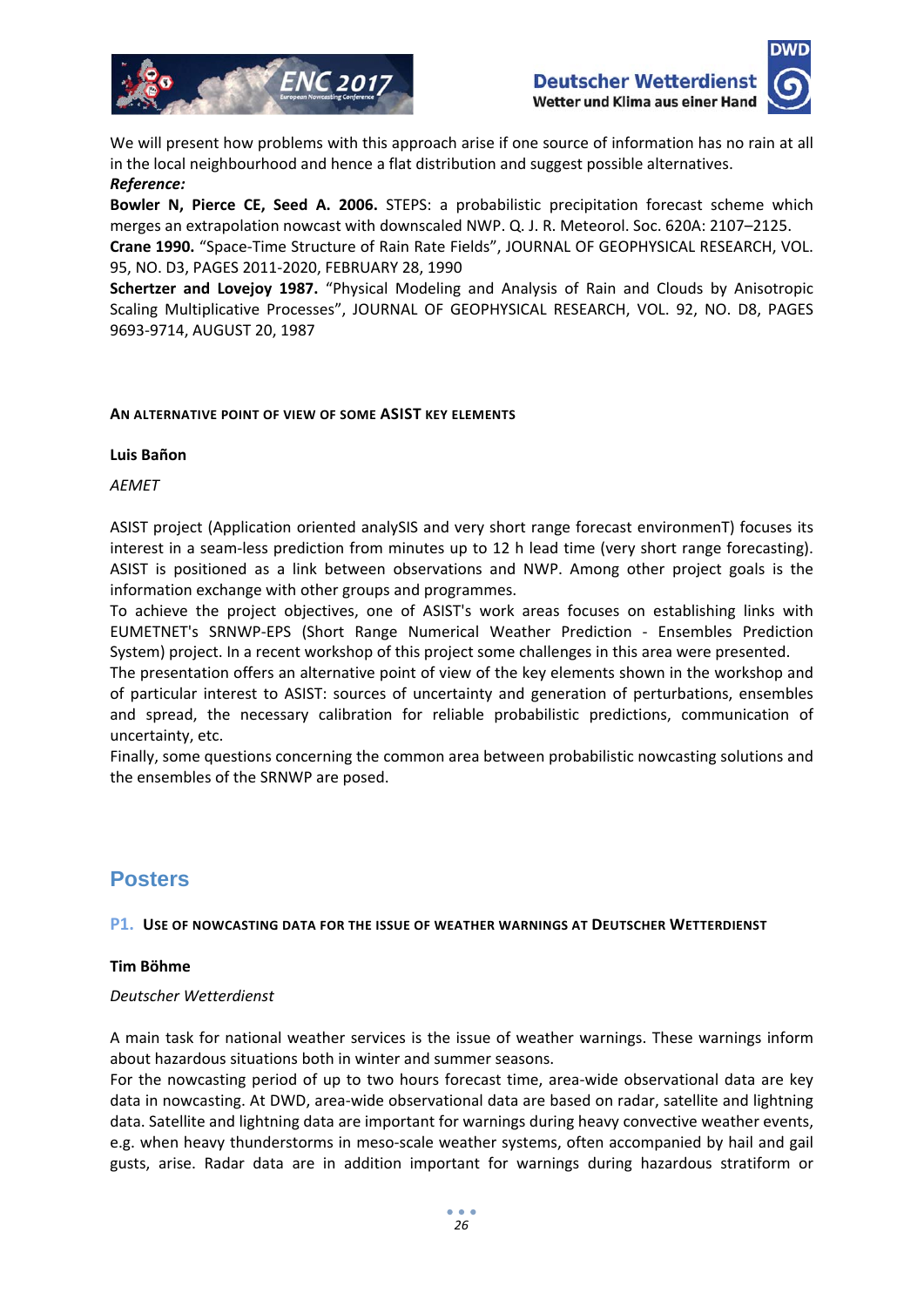We will present how problems with this approach arise if one source of information has no rain at all in the local neighbourhood and hence a flat distribution and suggest possible alternatives.

***Reference:***

**Bowler N, Pierce CE, Seed A. 2006.** STEPS: a probabilistic precipitation forecast scheme which merges an extrapolation nowcast with downscaled NWP. Q. J. R. Meteorol. Soc. 620A: 2107–2125.

**Crane 1990.** "Space-Time Structure of Rain Rate Fields", JOURNAL OF GEOPHYSICAL RESEARCH, VOL. 95, NO. D3, PAGES 2011-2020, FEBRUARY 28, 1990

**Schertzer and Lovejoy 1987.** "Physical Modeling and Analysis of Rain and Clouds by Anisotropic Scaling Multiplicative Processes", JOURNAL OF GEOPHYSICAL RESEARCH, VOL. 92, NO. D8, PAGES 9693-9714, AUGUST 20, 1987

### AN ALTERNATIVE POINT OF VIEW OF SOME ASIST KEY ELEMENTS

**Luis Bañon**

*AEMET*

ASIST project (Application oriented analySIS and very short range forecast environmenT) focuses its interest in a seam-less prediction from minutes up to 12 h lead time (very short range forecasting). ASIST is positioned as a link between observations and NWP. Among other project goals is the information exchange with other groups and programmes.

To achieve the project objectives, one of ASIST's work areas focuses on establishing links with EUMETNET's SRNWP-EPS (Short Range Numerical Weather Prediction - Ensembles Prediction System) project. In a recent workshop of this project some challenges in this area were presented.

The presentation offers an alternative point of view of the key elements shown in the workshop and of particular interest to ASIST: sources of uncertainty and generation of perturbations, ensembles and spread, the necessary calibration for reliable probabilistic predictions, communication of uncertainty, etc.

Finally, some questions concerning the common area between probabilistic nowcasting solutions and the ensembles of the SRNWP are posed.

## Posters

### P1. USE OF NOWCASTING DATA FOR THE ISSUE OF WEATHER WARNINGS AT DEUTSCHER WETTERDIENST

**Tim Böhme**

*Deutscher Wetterdienst*

A main task for national weather services is the issue of weather warnings. These warnings inform about hazardous situations both in winter and summer seasons.

For the nowcasting period of up to two hours forecast time, area-wide observational data are key data in nowcasting. At DWD, area-wide observational data are based on radar, satellite and lightning data. Satellite and lightning data are important for warnings during heavy convective weather events, e.g. when heavy thunderstorms in meso-scale weather systems, often accompanied by hail and gail gusts, arise. Radar data are in addition important for warnings during hazardous stratiform or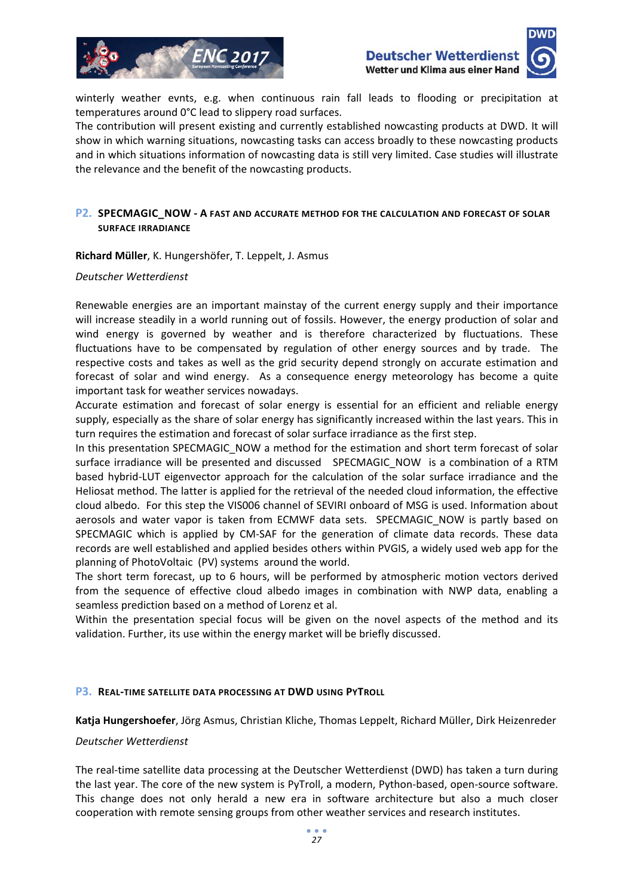winterly weather evnts, e.g. when continuous rain fall leads to flooding or precipitation at temperatures around 0°C lead to slippery road surfaces.
The contribution will present existing and currently established nowcasting products at DWD. It will show in which warning situations, nowcasting tasks can access broadly to these nowcasting products and in which situations information of nowcasting data is still very limited. Case studies will illustrate the relevance and the benefit of the nowcasting products.

### P2. SPECMAGIC_NOW - A FAST AND ACCURATE METHOD FOR THE CALCULATION AND FORECAST OF SOLAR SURFACE IRRADIANCE

**Richard Müller**, K. Hungershöfer, T. Leppelt, J. Asmus

*Deutscher Wetterdienst*

Renewable energies are an important mainstay of the current energy supply and their importance will increase steadily in a world running out of fossils. However, the energy production of solar and wind energy is governed by weather and is therefore characterized by fluctuations. These fluctuations have to be compensated by regulation of other energy sources and by trade. The respective costs and takes as well as the grid security depend strongly on accurate estimation and forecast of solar and wind energy. As a consequence energy meteorology has become a quite important task for weather services nowadays.
Accurate estimation and forecast of solar energy is essential for an efficient and reliable energy supply, especially as the share of solar energy has significantly increased within the last years. This in turn requires the estimation and forecast of solar surface irradiance as the first step.
In this presentation SPECMAGIC_NOW a method for the estimation and short term forecast of solar surface irradiance will be presented and discussed SPECMAGIC_NOW is a combination of a RTM based hybrid-LUT eigenvector approach for the calculation of the solar surface irradiance and the Heliosat method. The latter is applied for the retrieval of the needed cloud information, the effective cloud albedo. For this step the VIS006 channel of SEVIRI onboard of MSG is used. Information about aerosols and water vapor is taken from ECMWF data sets. SPECMAGIC_NOW is partly based on SPECMAGIC which is applied by CM-SAF for the generation of climate data records. These data records are well established and applied besides others within PVGIS, a widely used web app for the planning of PhotoVoltaic (PV) systems around the world.
The short term forecast, up to 6 hours, will be performed by atmospheric motion vectors derived from the sequence of effective cloud albedo images in combination with NWP data, enabling a seamless prediction based on a method of Lorenz et al.
Within the presentation special focus will be given on the novel aspects of the method and its validation. Further, its use within the energy market will be briefly discussed.

### P3. REAL-TIME SATELLITE DATA PROCESSING AT DWD USING PYTROLL

**Katja Hungershoefer**, Jörg Asmus, Christian Kliche, Thomas Leppelt, Richard Müller, Dirk Heizenreder

*Deutscher Wetterdienst*

The real-time satellite data processing at the Deutscher Wetterdienst (DWD) has taken a turn during the last year. The core of the new system is PyTroll, a modern, Python-based, open-source software. This change does not only herald a new era in software architecture but also a much closer cooperation with remote sensing groups from other weather services and research institutes.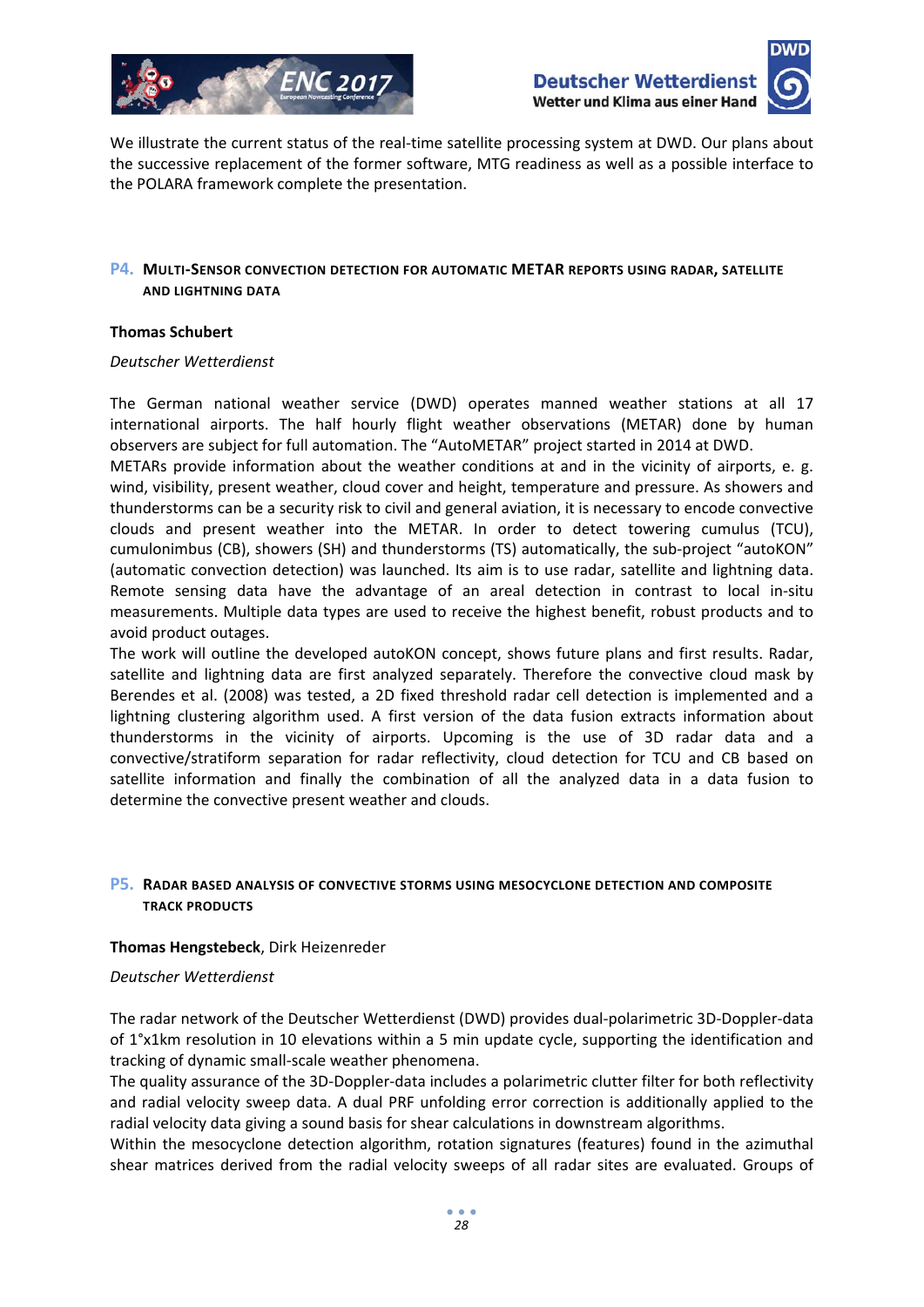We illustrate the current status of the real-time satellite processing system at DWD. Our plans about the successive replacement of the former software, MTG readiness as well as a possible interface to the POLARA framework complete the presentation.

## P4. MULTI-SENSOR CONVECTION DETECTION FOR AUTOMATIC METAR REPORTS USING RADAR, SATELLITE AND LIGHTNING DATA

**Thomas Schubert**

*Deutscher Wetterdienst*

The German national weather service (DWD) operates manned weather stations at all 17 international airports. The half hourly flight weather observations (METAR) done by human observers are subject for full automation. The "AutoMETAR" project started in 2014 at DWD.
METARs provide information about the weather conditions at and in the vicinity of airports, e. g. wind, visibility, present weather, cloud cover and height, temperature and pressure. As showers and thunderstorms can be a security risk to civil and general aviation, it is necessary to encode convective clouds and present weather into the METAR. In order to detect towering cumulus (TCU), cumulonimbus (CB), showers (SH) and thunderstorms (TS) automatically, the sub-project "autoKON" (automatic convection detection) was launched. Its aim is to use radar, satellite and lightning data. Remote sensing data have the advantage of an areal detection in contrast to local in-situ measurements. Multiple data types are used to receive the highest benefit, robust products and to avoid product outages.
The work will outline the developed autoKON concept, shows future plans and first results. Radar, satellite and lightning data are first analyzed separately. Therefore the convective cloud mask by Berendes et al. (2008) was tested, a 2D fixed threshold radar cell detection is implemented and a lightning clustering algorithm used. A first version of the data fusion extracts information about thunderstorms in the vicinity of airports. Upcoming is the use of 3D radar data and a convective/stratiform separation for radar reflectivity, cloud detection for TCU and CB based on satellite information and finally the combination of all the analyzed data in a data fusion to determine the convective present weather and clouds.

## P5. RADAR BASED ANALYSIS OF CONVECTIVE STORMS USING MESOCYCLONE DETECTION AND COMPOSITE TRACK PRODUCTS

**Thomas Hengstebeck**, Dirk Heizenreder

*Deutscher Wetterdienst*

The radar network of the Deutscher Wetterdienst (DWD) provides dual-polarimetric 3D-Doppler-data of 1°x1km resolution in 10 elevations within a 5 min update cycle, supporting the identification and tracking of dynamic small-scale weather phenomena.
The quality assurance of the 3D-Doppler-data includes a polarimetric clutter filter for both reflectivity and radial velocity sweep data. A dual PRF unfolding error correction is additionally applied to the radial velocity data giving a sound basis for shear calculations in downstream algorithms.
Within the mesocyclone detection algorithm, rotation signatures (features) found in the azimuthal shear matrices derived from the radial velocity sweeps of all radar sites are evaluated. Groups of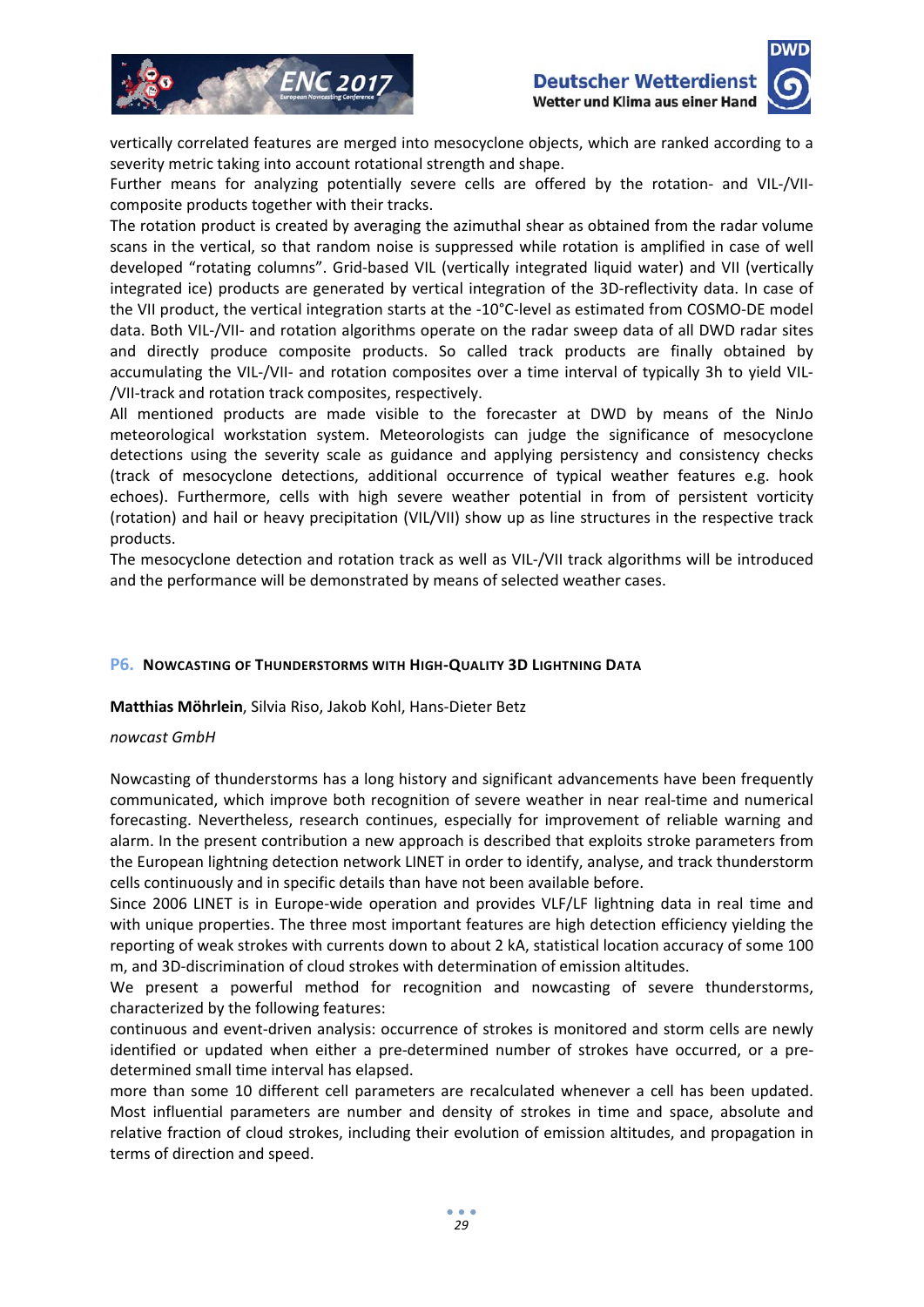vertically correlated features are merged into mesocyclone objects, which are ranked according to a severity metric taking into account rotational strength and shape.
Further means for analyzing potentially severe cells are offered by the rotation- and VIL-/VII-composite products together with their tracks.
The rotation product is created by averaging the azimuthal shear as obtained from the radar volume scans in the vertical, so that random noise is suppressed while rotation is amplified in case of well developed "rotating columns". Grid-based VIL (vertically integrated liquid water) and VII (vertically integrated ice) products are generated by vertical integration of the 3D-reflectivity data. In case of the VII product, the vertical integration starts at the -10°C-level as estimated from COSMO-DE model data. Both VIL-/VII- and rotation algorithms operate on the radar sweep data of all DWD radar sites and directly produce composite products. So called track products are finally obtained by accumulating the VIL-/VII- and rotation composites over a time interval of typically 3h to yield VIL-/VII-track and rotation track composites, respectively.
All mentioned products are made visible to the forecaster at DWD by means of the NinJo meteorological workstation system. Meteorologists can judge the significance of mesocyclone detections using the severity scale as guidance and applying persistency and consistency checks (track of mesocyclone detections, additional occurrence of typical weather features e.g. hook echoes). Furthermore, cells with high severe weather potential in from of persistent vorticity (rotation) and hail or heavy precipitation (VIL/VII) show up as line structures in the respective track products.
The mesocyclone detection and rotation track as well as VIL-/VII track algorithms will be introduced and the performance will be demonstrated by means of selected weather cases.

## P6. Nowcasting of Thunderstorms with High-Quality 3D Lightning Data

**Matthias Möhrlein**, Silvia Riso, Jakob Kohl, Hans-Dieter Betz

*nowcast GmbH*

Nowcasting of thunderstorms has a long history and significant advancements have been frequently communicated, which improve both recognition of severe weather in near real-time and numerical forecasting. Nevertheless, research continues, especially for improvement of reliable warning and alarm. In the present contribution a new approach is described that exploits stroke parameters from the European lightning detection network LINET in order to identify, analyse, and track thunderstorm cells continuously and in specific details than have not been available before.
Since 2006 LINET is in Europe-wide operation and provides VLF/LF lightning data in real time and with unique properties. The three most important features are high detection efficiency yielding the reporting of weak strokes with currents down to about 2 kA, statistical location accuracy of some 100 m, and 3D-discrimination of cloud strokes with determination of emission altitudes.
We present a powerful method for recognition and nowcasting of severe thunderstorms, characterized by the following features:
continuous and event-driven analysis: occurrence of strokes is monitored and storm cells are newly identified or updated when either a pre-determined number of strokes have occurred, or a pre-determined small time interval has elapsed.
more than some 10 different cell parameters are recalculated whenever a cell has been updated. Most influential parameters are number and density of strokes in time and space, absolute and relative fraction of cloud strokes, including their evolution of emission altitudes, and propagation in terms of direction and speed.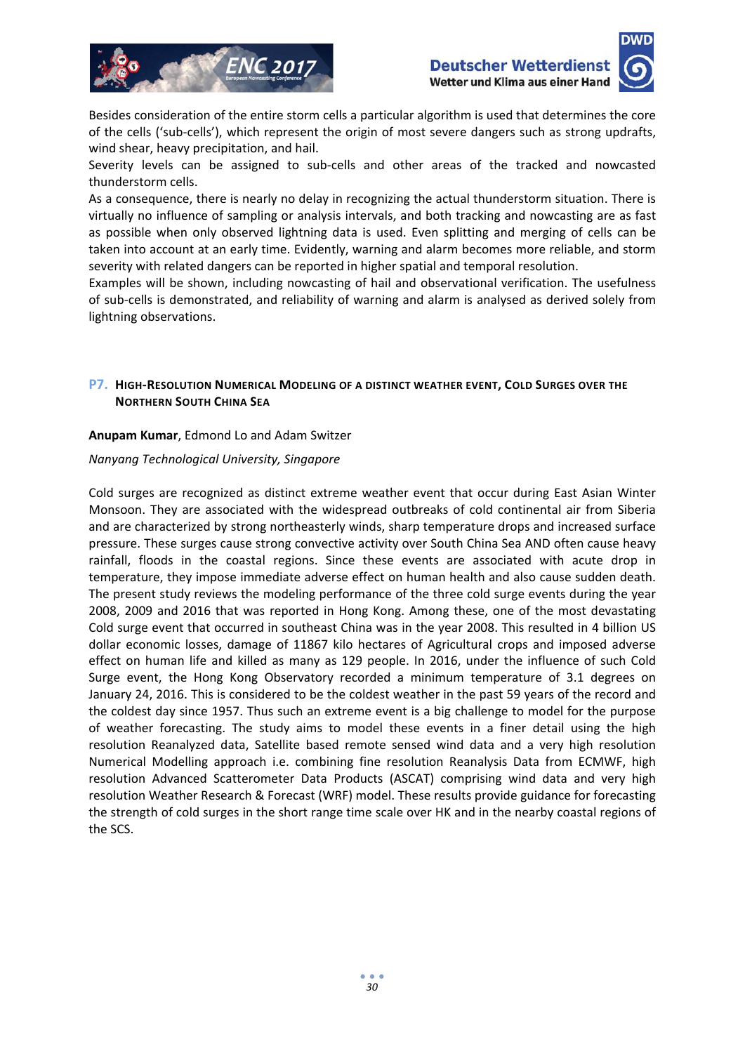Besides consideration of the entire storm cells a particular algorithm is used that determines the core of the cells ('sub-cells'), which represent the origin of most severe dangers such as strong updrafts, wind shear, heavy precipitation, and hail.

Severity levels can be assigned to sub-cells and other areas of the tracked and nowcasted thunderstorm cells.

As a consequence, there is nearly no delay in recognizing the actual thunderstorm situation. There is virtually no influence of sampling or analysis intervals, and both tracking and nowcasting are as fast as possible when only observed lightning data is used. Even splitting and merging of cells can be taken into account at an early time. Evidently, warning and alarm becomes more reliable, and storm severity with related dangers can be reported in higher spatial and temporal resolution.

Examples will be shown, including nowcasting of hail and observational verification. The usefulness of sub-cells is demonstrated, and reliability of warning and alarm is analysed as derived solely from lightning observations.

### P7. HIGH-RESOLUTION NUMERICAL MODELING OF A DISTINCT WEATHER EVENT, COLD SURGES OVER THE NORTHERN SOUTH CHINA SEA

**Anupam Kumar**, Edmond Lo and Adam Switzer

*Nanyang Technological University, Singapore*

Cold surges are recognized as distinct extreme weather event that occur during East Asian Winter Monsoon. They are associated with the widespread outbreaks of cold continental air from Siberia and are characterized by strong northeasterly winds, sharp temperature drops and increased surface pressure. These surges cause strong convective activity over South China Sea AND often cause heavy rainfall, floods in the coastal regions. Since these events are associated with acute drop in temperature, they impose immediate adverse effect on human health and also cause sudden death. The present study reviews the modeling performance of the three cold surge events during the year 2008, 2009 and 2016 that was reported in Hong Kong. Among these, one of the most devastating Cold surge event that occurred in southeast China was in the year 2008. This resulted in 4 billion US dollar economic losses, damage of 11867 kilo hectares of Agricultural crops and imposed adverse effect on human life and killed as many as 129 people. In 2016, under the influence of such Cold Surge event, the Hong Kong Observatory recorded a minimum temperature of 3.1 degrees on January 24, 2016. This is considered to be the coldest weather in the past 59 years of the record and the coldest day since 1957. Thus such an extreme event is a big challenge to model for the purpose of weather forecasting. The study aims to model these events in a finer detail using the high resolution Reanalyzed data, Satellite based remote sensed wind data and a very high resolution Numerical Modelling approach i.e. combining fine resolution Reanalysis Data from ECMWF, high resolution Advanced Scatterometer Data Products (ASCAT) comprising wind data and very high resolution Weather Research & Forecast (WRF) model. These results provide guidance for forecasting the strength of cold surges in the short range time scale over HK and in the nearby coastal regions of the SCS.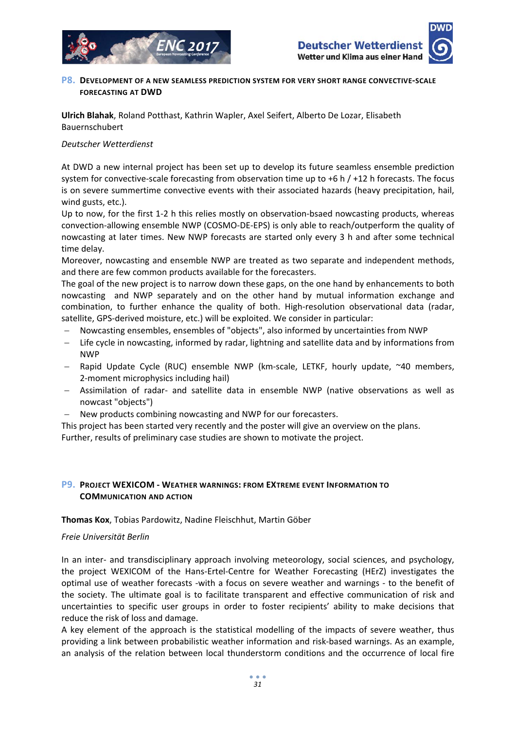## P8. Development of a new seamless prediction system for very short range convective-scale forecasting at DWD

**Ulrich Blahak**, Roland Potthast, Kathrin Wapler, Axel Seifert, Alberto De Lozar, Elisabeth Bauernschubert

*Deutscher Wetterdienst*

At DWD a new internal project has been set up to develop its future seamless ensemble prediction system for convective-scale forecasting from observation time up to +6 h / +12 h forecasts. The focus is on severe summertime convective events with their associated hazards (heavy precipitation, hail, wind gusts, etc.).

Up to now, for the first 1-2 h this relies mostly on observation-bsaed nowcasting products, whereas convection-allowing ensemble NWP (COSMO-DE-EPS) is only able to reach/outperform the quality of nowcasting at later times. New NWP forecasts are started only every 3 h and after some technical time delay.

Moreover, nowcasting and ensemble NWP are treated as two separate and independent methods, and there are few common products available for the forecasters.

The goal of the new project is to narrow down these gaps, on the one hand by enhancements to both nowcasting and NWP separately and on the other hand by mutual information exchange and combination, to further enhance the quality of both. High-resolution observational data (radar, satellite, GPS-derived moisture, etc.) will be exploited. We consider in particular:

- Nowcasting ensembles, ensembles of "objects", also informed by uncertainties from NWP
- Life cycle in nowcasting, informed by radar, lightning and satellite data and by informations from NWP
- Rapid Update Cycle (RUC) ensemble NWP (km-scale, LETKF, hourly update, ~40 members, 2-moment microphysics including hail)
- Assimilation of radar- and satellite data in ensemble NWP (native observations as well as nowcast "objects")
- New products combining nowcasting and NWP for our forecasters.

This project has been started very recently and the poster will give an overview on the plans. Further, results of preliminary case studies are shown to motivate the project.

## P9. Project WEXICOM - Weather warnings: from EXtreme event Information to COMmunication and action

**Thomas Kox**, Tobias Pardowitz, Nadine Fleischhut, Martin Göber

*Freie Universität Berlin*

In an inter- and transdisciplinary approach involving meteorology, social sciences, and psychology, the project WEXICOM of the Hans-Ertel-Centre for Weather Forecasting (HErZ) investigates the optimal use of weather forecasts -with a focus on severe weather and warnings - to the benefit of the society. The ultimate goal is to facilitate transparent and effective communication of risk and uncertainties to specific user groups in order to foster recipients' ability to make decisions that reduce the risk of loss and damage.

A key element of the approach is the statistical modelling of the impacts of severe weather, thus providing a link between probabilistic weather information and risk-based warnings. As an example, an analysis of the relation between local thunderstorm conditions and the occurrence of local fire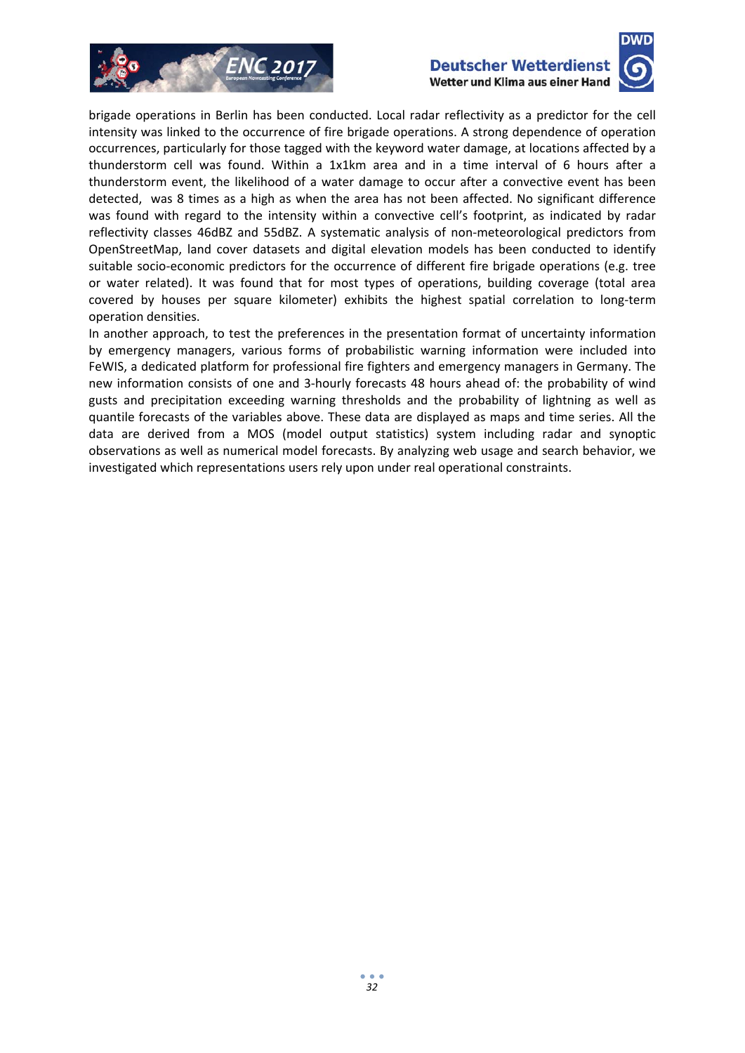brigade operations in Berlin has been conducted. Local radar reflectivity as a predictor for the cell intensity was linked to the occurrence of fire brigade operations. A strong dependence of operation occurrences, particularly for those tagged with the keyword water damage, at locations affected by a thunderstorm cell was found. Within a 1x1km area and in a time interval of 6 hours after a thunderstorm event, the likelihood of a water damage to occur after a convective event has been detected, was 8 times as a high as when the area has not been affected. No significant difference was found with regard to the intensity within a convective cell's footprint, as indicated by radar reflectivity classes 46dBZ and 55dBZ. A systematic analysis of non-meteorological predictors from OpenStreetMap, land cover datasets and digital elevation models has been conducted to identify suitable socio-economic predictors for the occurrence of different fire brigade operations (e.g. tree or water related). It was found that for most types of operations, building coverage (total area covered by houses per square kilometer) exhibits the highest spatial correlation to long-term operation densities.

In another approach, to test the preferences in the presentation format of uncertainty information by emergency managers, various forms of probabilistic warning information were included into FeWIS, a dedicated platform for professional fire fighters and emergency managers in Germany. The new information consists of one and 3-hourly forecasts 48 hours ahead of: the probability of wind gusts and precipitation exceeding warning thresholds and the probability of lightning as well as quantile forecasts of the variables above. These data are displayed as maps and time series. All the data are derived from a MOS (model output statistics) system including radar and synoptic observations as well as numerical model forecasts. By analyzing web usage and search behavior, we investigated which representations users rely upon under real operational constraints.